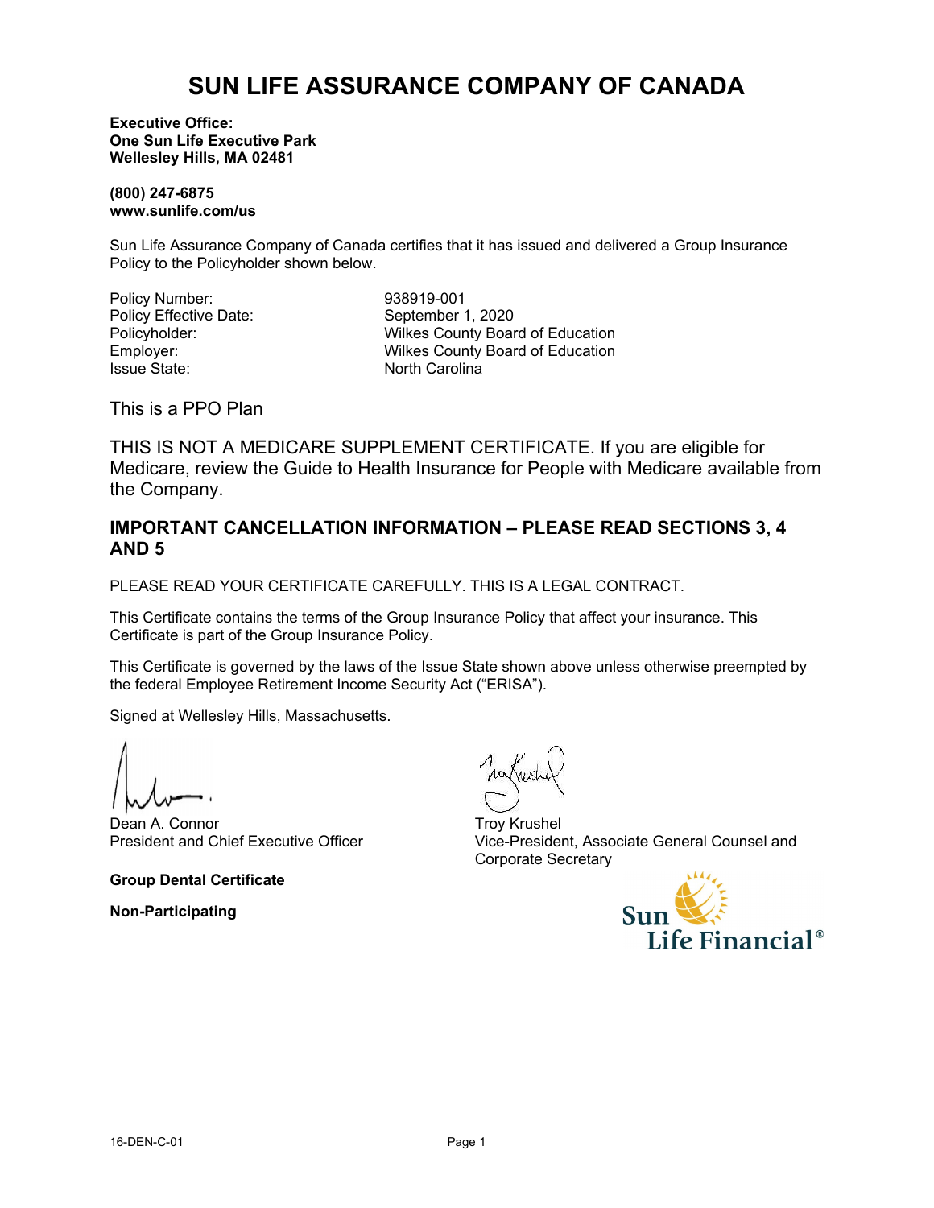# SUN LIFE ASSURANCE COMPANY OF CANADA

**Executive Office:**
**One Sun Life Executive Park**
**Wellesley Hills, MA 02481**

**(800) 247-6875**
**www.sunlife.com/us**

Sun Life Assurance Company of Canada certifies that it has issued and delivered a Group Insurance Policy to the Policyholder shown below.

| | |
|---|---|
| Policy Number: | 938919-001 |
| Policy Effective Date: | September 1, 2020 |
| Policyholder: | Wilkes County Board of Education |
| Employer: | Wilkes County Board of Education |
| Issue State: | North Carolina |

This is a PPO Plan

THIS IS NOT A MEDICARE SUPPLEMENT CERTIFICATE. If you are eligible for Medicare, review the Guide to Health Insurance for People with Medicare available from the Company.

## IMPORTANT CANCELLATION INFORMATION – PLEASE READ SECTIONS 3, 4 AND 5

PLEASE READ YOUR CERTIFICATE CAREFULLY. THIS IS A LEGAL CONTRACT.

This Certificate contains the terms of the Group Insurance Policy that affect your insurance. This Certificate is part of the Group Insurance Policy.

This Certificate is governed by the laws of the Issue State shown above unless otherwise preempted by the federal Employee Retirement Income Security Act ("ERISA").

Signed at Wellesley Hills, Massachusetts.

Dean A. Connor
President and Chief Executive Officer

Troy Krushel
Vice-President, Associate General Counsel and Corporate Secretary

**Group Dental Certificate**

**Non-Participating**

16-DEN-C-01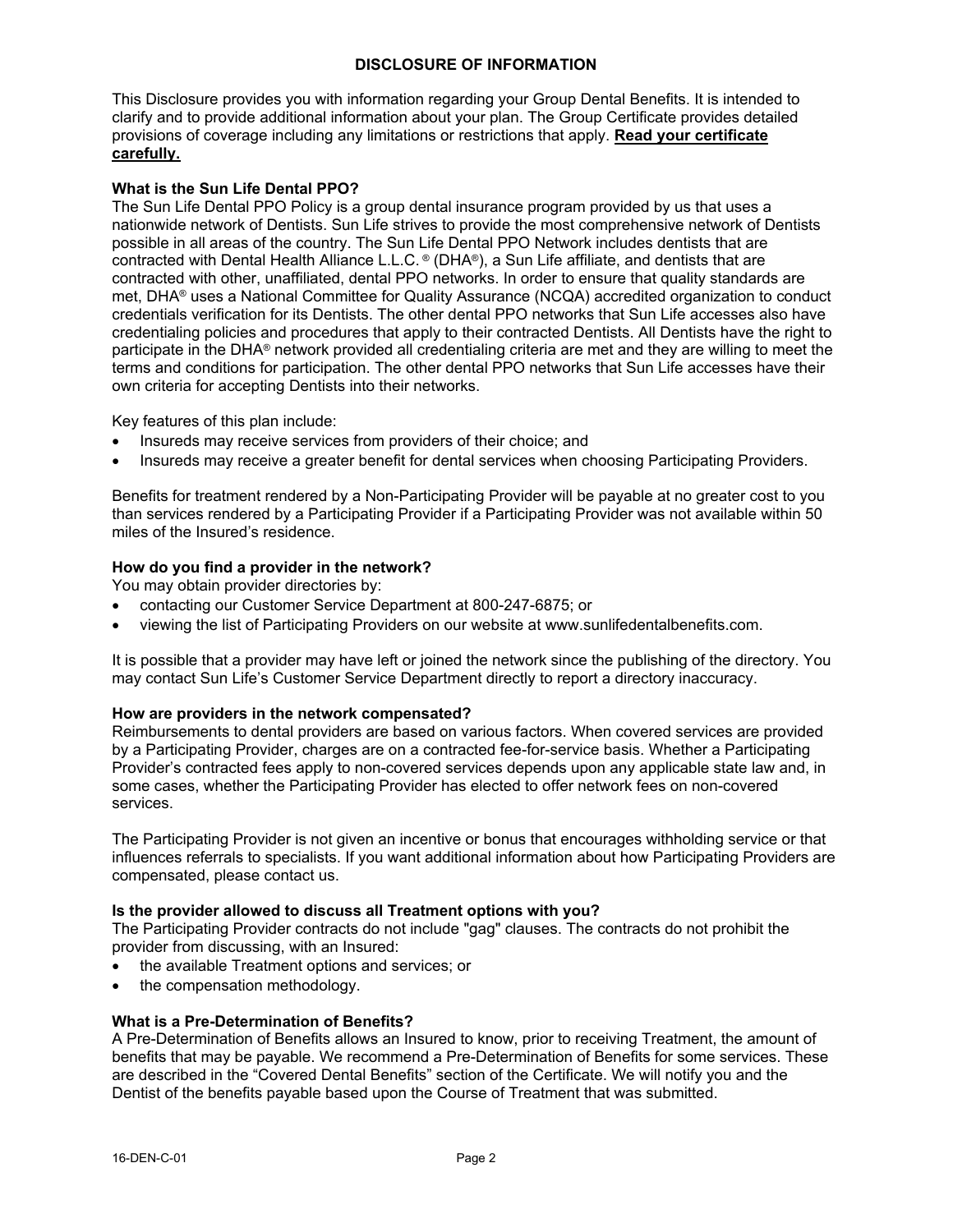# DISCLOSURE OF INFORMATION

This Disclosure provides you with information regarding your Group Dental Benefits. It is intended to clarify and to provide additional information about your plan. The Group Certificate provides detailed provisions of coverage including any limitations or restrictions that apply. **Read your certificate carefully.**

### What is the Sun Life Dental PPO?

The Sun Life Dental PPO Policy is a group dental insurance program provided by us that uses a nationwide network of Dentists. Sun Life strives to provide the most comprehensive network of Dentists possible in all areas of the country. The Sun Life Dental PPO Network includes dentists that are contracted with Dental Health Alliance L.L.C.® (DHA®), a Sun Life affiliate, and dentists that are contracted with other, unaffiliated, dental PPO networks. In order to ensure that quality standards are met, DHA® uses a National Committee for Quality Assurance (NCQA) accredited organization to conduct credentials verification for its Dentists. The other dental PPO networks that Sun Life accesses also have credentialing policies and procedures that apply to their contracted Dentists. All Dentists have the right to participate in the DHA® network provided all credentialing criteria are met and they are willing to meet the terms and conditions for participation. The other dental PPO networks that Sun Life accesses have their own criteria for accepting Dentists into their networks.

Key features of this plan include:

- Insureds may receive services from providers of their choice; and
- Insureds may receive a greater benefit for dental services when choosing Participating Providers.

Benefits for treatment rendered by a Non-Participating Provider will be payable at no greater cost to you than services rendered by a Participating Provider if a Participating Provider was not available within 50 miles of the Insured's residence.

### How do you find a provider in the network?

You may obtain provider directories by:

- contacting our Customer Service Department at 800-247-6875; or
- viewing the list of Participating Providers on our website at www.sunlifedentalbenefits.com.

It is possible that a provider may have left or joined the network since the publishing of the directory. You may contact Sun Life's Customer Service Department directly to report a directory inaccuracy.

### How are providers in the network compensated?

Reimbursements to dental providers are based on various factors. When covered services are provided by a Participating Provider, charges are on a contracted fee-for-service basis. Whether a Participating Provider's contracted fees apply to non-covered services depends upon any applicable state law and, in some cases, whether the Participating Provider has elected to offer network fees on non-covered services.

The Participating Provider is not given an incentive or bonus that encourages withholding service or that influences referrals to specialists. If you want additional information about how Participating Providers are compensated, please contact us.

### Is the provider allowed to discuss all Treatment options with you?

The Participating Provider contracts do not include "gag" clauses. The contracts do not prohibit the provider from discussing, with an Insured:

- the available Treatment options and services; or
- the compensation methodology.

### What is a Pre-Determination of Benefits?

A Pre-Determination of Benefits allows an Insured to know, prior to receiving Treatment, the amount of benefits that may be payable. We recommend a Pre-Determination of Benefits for some services. These are described in the "Covered Dental Benefits" section of the Certificate. We will notify you and the Dentist of the benefits payable based upon the Course of Treatment that was submitted.

16-DEN-C-01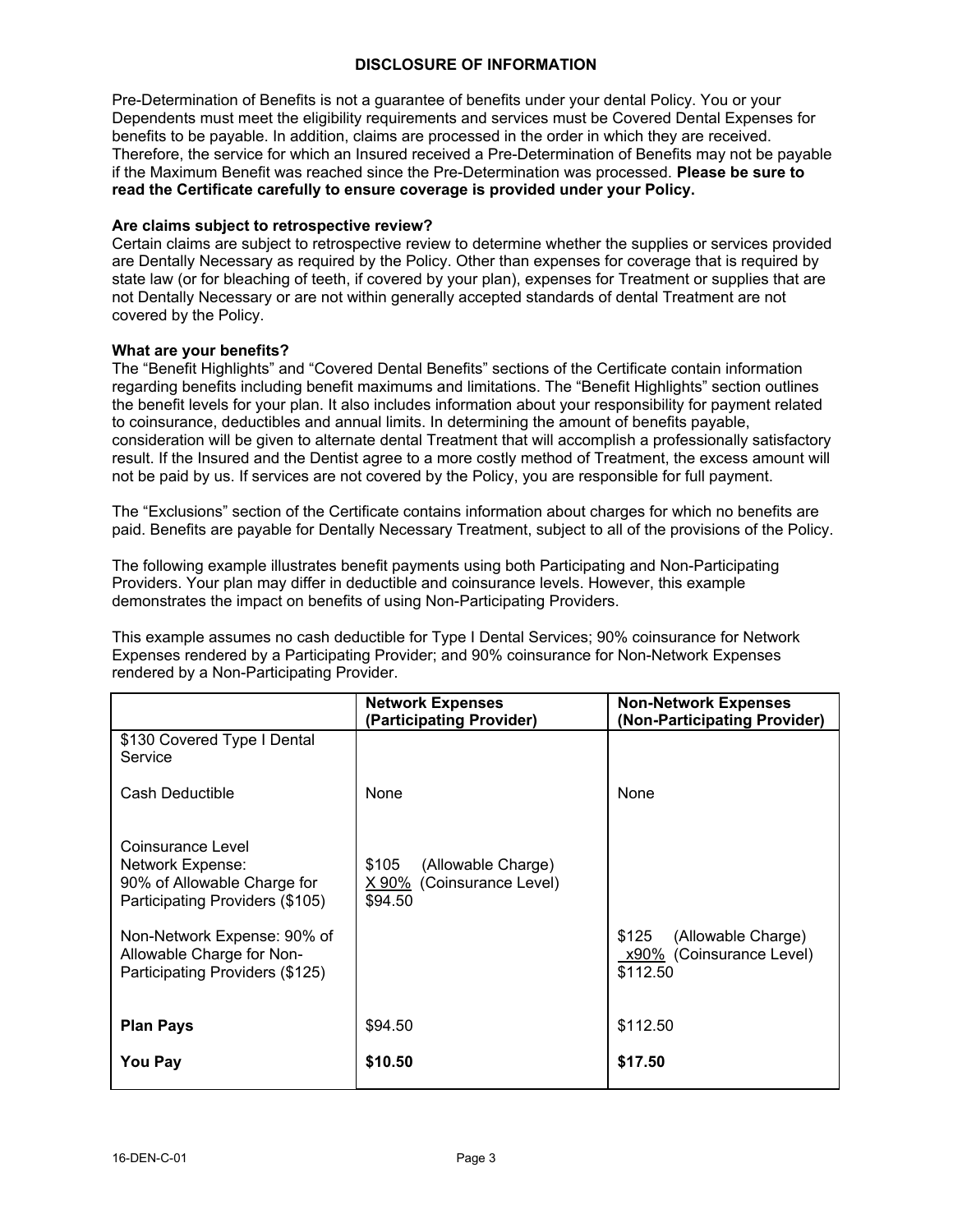## DISCLOSURE OF INFORMATION

Pre-Determination of Benefits is not a guarantee of benefits under your dental Policy. You or your Dependents must meet the eligibility requirements and services must be Covered Dental Expenses for benefits to be payable. In addition, claims are processed in the order in which they are received. Therefore, the service for which an Insured received a Pre-Determination of Benefits may not be payable if the Maximum Benefit was reached since the Pre-Determination was processed. **Please be sure to read the Certificate carefully to ensure coverage is provided under your Policy.**

**Are claims subject to retrospective review?**

Certain claims are subject to retrospective review to determine whether the supplies or services provided are Dentally Necessary as required by the Policy. Other than expenses for coverage that is required by state law (or for bleaching of teeth, if covered by your plan), expenses for Treatment or supplies that are not Dentally Necessary or are not within generally accepted standards of dental Treatment are not covered by the Policy.

**What are your benefits?**

The "Benefit Highlights" and "Covered Dental Benefits" sections of the Certificate contain information regarding benefits including benefit maximums and limitations. The "Benefit Highlights" section outlines the benefit levels for your plan. It also includes information about your responsibility for payment related to coinsurance, deductibles and annual limits. In determining the amount of benefits payable, consideration will be given to alternate dental Treatment that will accomplish a professionally satisfactory result. If the Insured and the Dentist agree to a more costly method of Treatment, the excess amount will not be paid by us. If services are not covered by the Policy, you are responsible for full payment.

The "Exclusions" section of the Certificate contains information about charges for which no benefits are paid. Benefits are payable for Dentally Necessary Treatment, subject to all of the provisions of the Policy.

The following example illustrates benefit payments using both Participating and Non-Participating Providers. Your plan may differ in deductible and coinsurance levels. However, this example demonstrates the impact on benefits of using Non-Participating Providers.

This example assumes no cash deductible for Type I Dental Services; 90% coinsurance for Network Expenses rendered by a Participating Provider; and 90% coinsurance for Non-Network Expenses rendered by a Non-Participating Provider.

| | **Network Expenses (Participating Provider)** | **Non-Network Expenses (Non-Participating Provider)** |
|---|---|---|
| $130 Covered Type I Dental Service | | |
| Cash Deductible | None | None |
| Coinsurance Level<br>Network Expense:<br>90% of Allowable Charge for Participating Providers ($105) | $105 (Allowable Charge)<br>X 90% (Coinsurance Level)<br>$94.50 | |
| Non-Network Expense: 90% of Allowable Charge for Non-Participating Providers ($125) | | $125 (Allowable Charge)<br>x90% (Coinsurance Level)<br>$112.50 |
| **Plan Pays** | $94.50 | $112.50 |
| **You Pay** | **$10.50** | **$17.50** |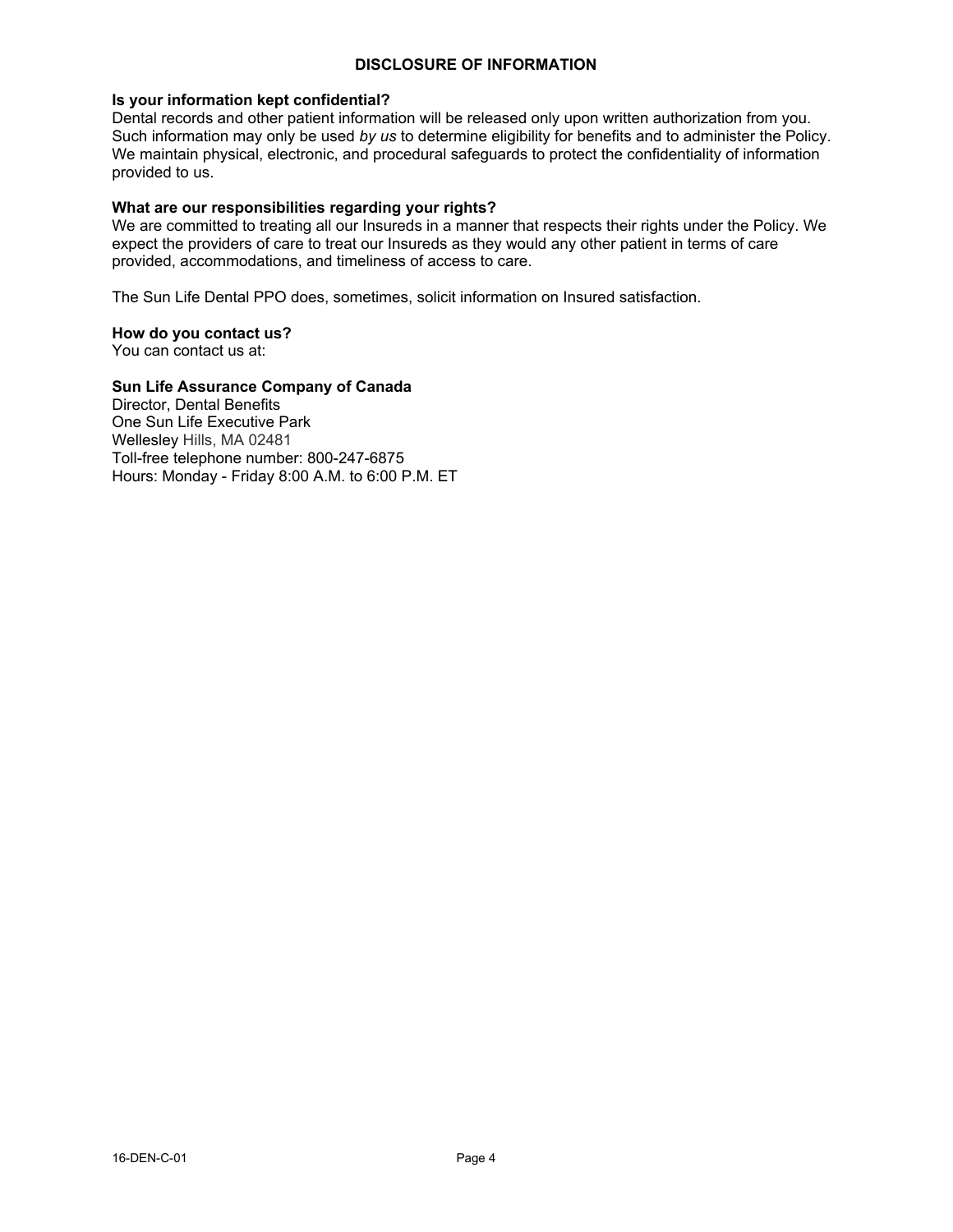## DISCLOSURE OF INFORMATION

**Is your information kept confidential?**
Dental records and other patient information will be released only upon written authorization from you. Such information may only be used *by us* to determine eligibility for benefits and to administer the Policy. We maintain physical, electronic, and procedural safeguards to protect the confidentiality of information provided to us.

**What are our responsibilities regarding your rights?**
We are committed to treating all our Insureds in a manner that respects their rights under the Policy. We expect the providers of care to treat our Insureds as they would any other patient in terms of care provided, accommodations, and timeliness of access to care.

The Sun Life Dental PPO does, sometimes, solicit information on Insured satisfaction.

**How do you contact us?**
You can contact us at:

**Sun Life Assurance Company of Canada**
Director, Dental Benefits
One Sun Life Executive Park
Wellesley Hills, MA 02481
Toll-free telephone number: 800-247-6875
Hours: Monday - Friday 8:00 A.M. to 6:00 P.M. ET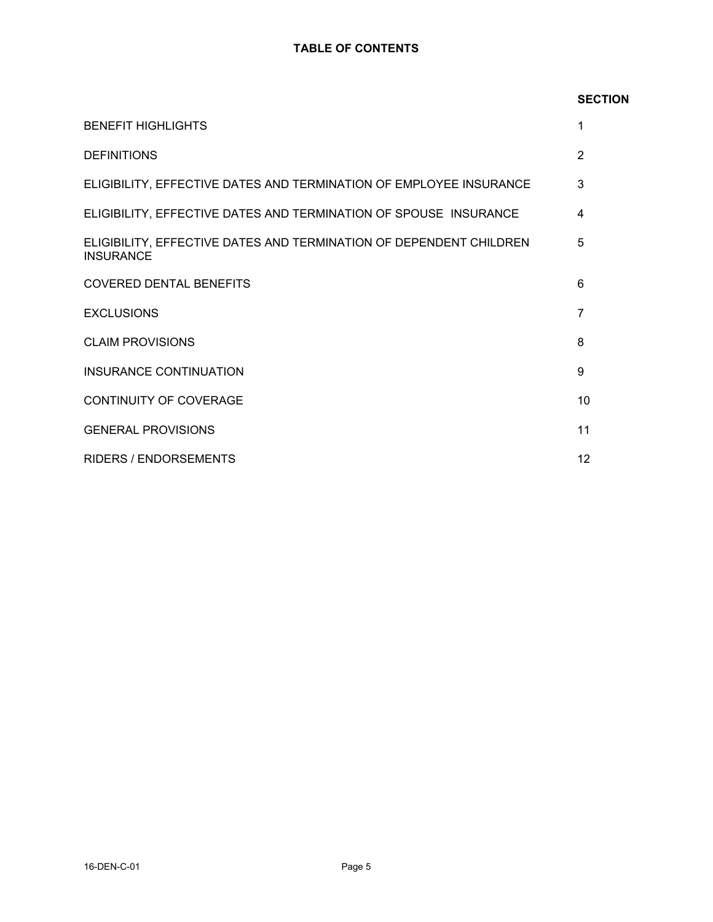## TABLE OF CONTENTS

| | SECTION |
|---|---|
| BENEFIT HIGHLIGHTS | 1 |
| DEFINITIONS | 2 |
| ELIGIBILITY, EFFECTIVE DATES AND TERMINATION OF EMPLOYEE INSURANCE | 3 |
| ELIGIBILITY, EFFECTIVE DATES AND TERMINATION OF SPOUSE INSURANCE | 4 |
| ELIGIBILITY, EFFECTIVE DATES AND TERMINATION OF DEPENDENT CHILDREN INSURANCE | 5 |
| COVERED DENTAL BENEFITS | 6 |
| EXCLUSIONS | 7 |
| CLAIM PROVISIONS | 8 |
| INSURANCE CONTINUATION | 9 |
| CONTINUITY OF COVERAGE | 10 |
| GENERAL PROVISIONS | 11 |
| RIDERS / ENDORSEMENTS | 12 |

16-DEN-C-01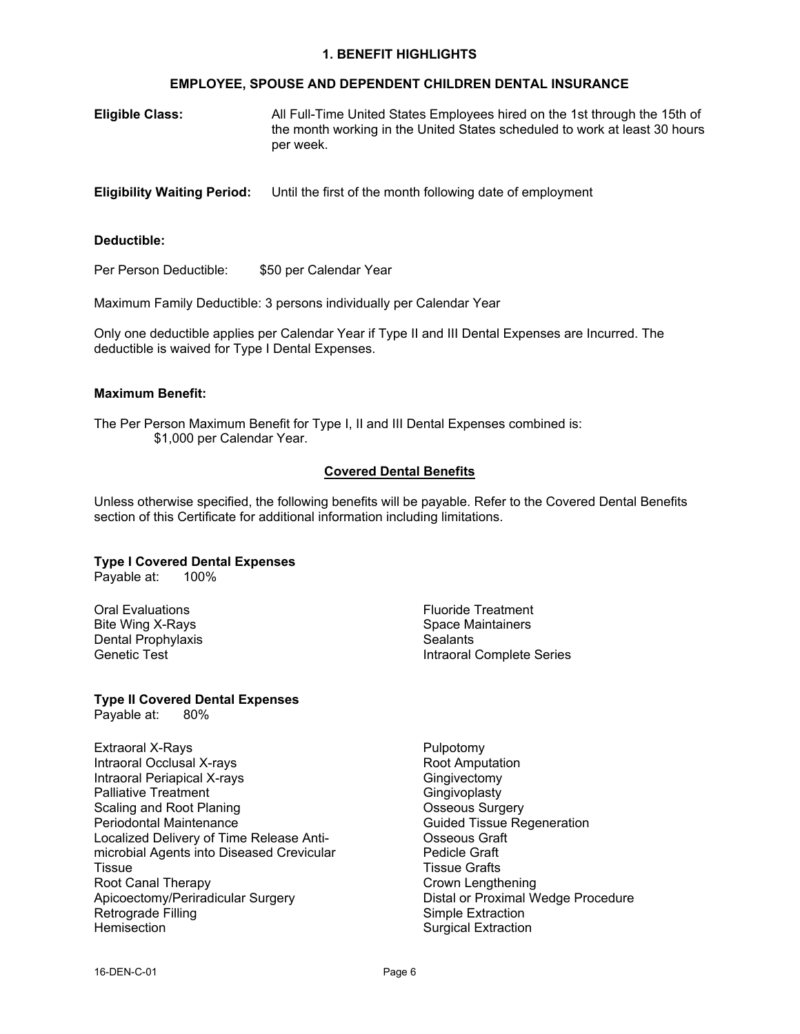## 1. BENEFIT HIGHLIGHTS

### EMPLOYEE, SPOUSE AND DEPENDENT CHILDREN DENTAL INSURANCE

**Eligible Class:** All Full-Time United States Employees hired on the 1st through the 15th of the month working in the United States scheduled to work at least 30 hours per week.

**Eligibility Waiting Period:** Until the first of the month following date of employment

**Deductible:**

Per Person Deductible: $50 per Calendar Year

Maximum Family Deductible: 3 persons individually per Calendar Year

Only one deductible applies per Calendar Year if Type II and III Dental Expenses are Incurred. The deductible is waived for Type I Dental Expenses.

**Maximum Benefit:**

The Per Person Maximum Benefit for Type I, II and III Dental Expenses combined is:
$1,000 per Calendar Year.

### Covered Dental Benefits

Unless otherwise specified, the following benefits will be payable. Refer to the Covered Dental Benefits section of this Certificate for additional information including limitations.

**Type I Covered Dental Expenses**
Payable at: 100%

- Oral Evaluations
- Bite Wing X-Rays
- Dental Prophylaxis
- Genetic Test
- Fluoride Treatment
- Space Maintainers
- Sealants
- Intraoral Complete Series

**Type II Covered Dental Expenses**
Payable at: 80%

- Extraoral X-Rays
- Intraoral Occlusal X-rays
- Intraoral Periapical X-rays
- Palliative Treatment
- Scaling and Root Planing
- Periodontal Maintenance
- Localized Delivery of Time Release Anti-microbial Agents into Diseased Crevicular Tissue
- Root Canal Therapy
- Apicoectomy/Periradicular Surgery
- Retrograde Filling
- Hemisection
- Pulpotomy
- Root Amputation
- Gingivectomy
- Gingivoplasty
- Osseous Surgery
- Guided Tissue Regeneration
- Osseous Graft
- Pedicle Graft
- Tissue Grafts
- Crown Lengthening
- Distal or Proximal Wedge Procedure
- Simple Extraction
- Surgical Extraction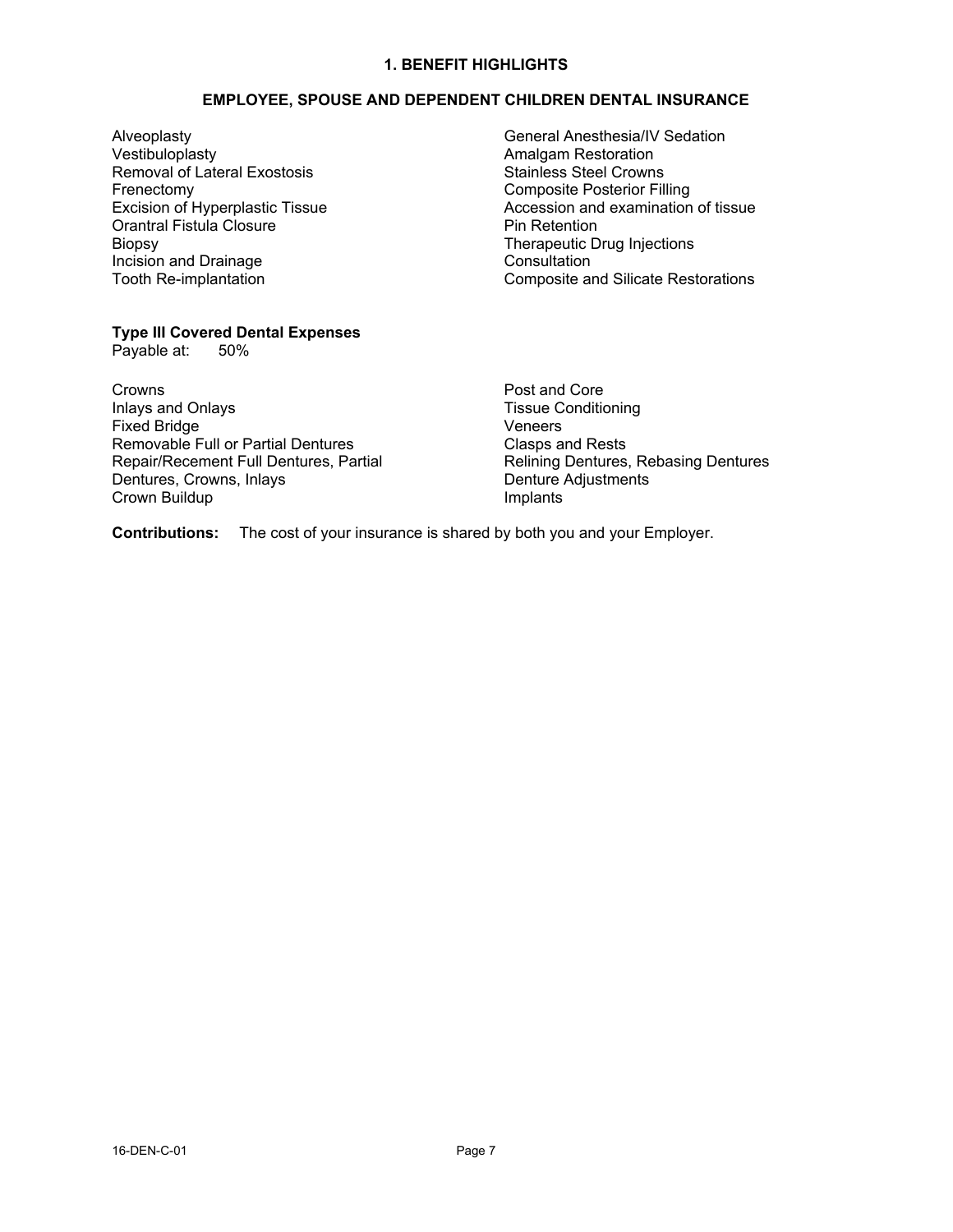## 1. BENEFIT HIGHLIGHTS

### EMPLOYEE, SPOUSE AND DEPENDENT CHILDREN DENTAL INSURANCE

Alveoplasty
Vestibuloplasty
Removal of Lateral Exostosis
Frenectomy
Excision of Hyperplastic Tissue
Orantral Fistula Closure
Biopsy
Incision and Drainage
Tooth Re-implantation
General Anesthesia/IV Sedation
Amalgam Restoration
Stainless Steel Crowns
Composite Posterior Filling
Accession and examination of tissue
Pin Retention
Therapeutic Drug Injections
Consultation
Composite and Silicate Restorations

**Type III Covered Dental Expenses**
Payable at: 50%

Crowns
Inlays and Onlays
Fixed Bridge
Removable Full or Partial Dentures
Repair/Recement Full Dentures, Partial Dentures, Crowns, Inlays
Crown Buildup
Post and Core
Tissue Conditioning
Veneers
Clasps and Rests
Relining Dentures, Rebasing Dentures
Denture Adjustments
Implants

**Contributions:** The cost of your insurance is shared by both you and your Employer.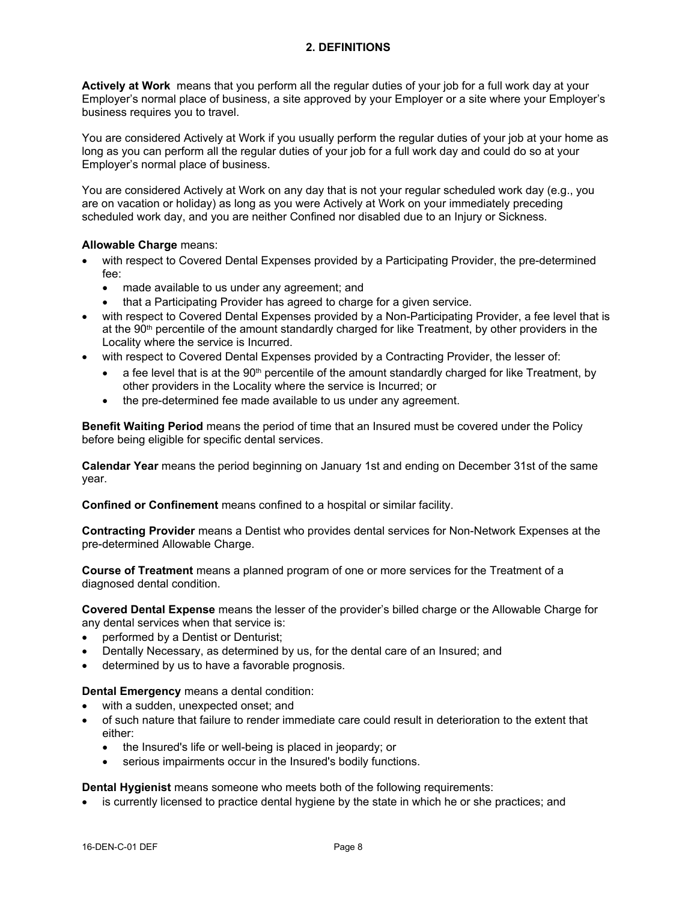## 2. DEFINITIONS

**Actively at Work** means that you perform all the regular duties of your job for a full work day at your Employer's normal place of business, a site approved by your Employer or a site where your Employer's business requires you to travel.

You are considered Actively at Work if you usually perform the regular duties of your job at your home as long as you can perform all the regular duties of your job for a full work day and could do so at your Employer's normal place of business.

You are considered Actively at Work on any day that is not your regular scheduled work day (e.g., you are on vacation or holiday) as long as you were Actively at Work on your immediately preceding scheduled work day, and you are neither Confined nor disabled due to an Injury or Sickness.

**Allowable Charge** means:

- with respect to Covered Dental Expenses provided by a Participating Provider, the pre-determined fee:
  - made available to us under any agreement; and
  - that a Participating Provider has agreed to charge for a given service.
- with respect to Covered Dental Expenses provided by a Non-Participating Provider, a fee level that is at the 90th percentile of the amount standardly charged for like Treatment, by other providers in the Locality where the service is Incurred.
- with respect to Covered Dental Expenses provided by a Contracting Provider, the lesser of:
  - a fee level that is at the 90th percentile of the amount standardly charged for like Treatment, by other providers in the Locality where the service is Incurred; or
  - the pre-determined fee made available to us under any agreement.

**Benefit Waiting Period** means the period of time that an Insured must be covered under the Policy before being eligible for specific dental services.

**Calendar Year** means the period beginning on January 1st and ending on December 31st of the same year.

**Confined or Confinement** means confined to a hospital or similar facility.

**Contracting Provider** means a Dentist who provides dental services for Non-Network Expenses at the pre-determined Allowable Charge.

**Course of Treatment** means a planned program of one or more services for the Treatment of a diagnosed dental condition.

**Covered Dental Expense** means the lesser of the provider's billed charge or the Allowable Charge for any dental services when that service is:

- performed by a Dentist or Denturist;
- Dentally Necessary, as determined by us, for the dental care of an Insured; and
- determined by us to have a favorable prognosis.

**Dental Emergency** means a dental condition:

- with a sudden, unexpected onset; and
- of such nature that failure to render immediate care could result in deterioration to the extent that either:
  - the Insured's life or well-being is placed in jeopardy; or
  - serious impairments occur in the Insured's bodily functions.

**Dental Hygienist** means someone who meets both of the following requirements:

- is currently licensed to practice dental hygiene by the state in which he or she practices; and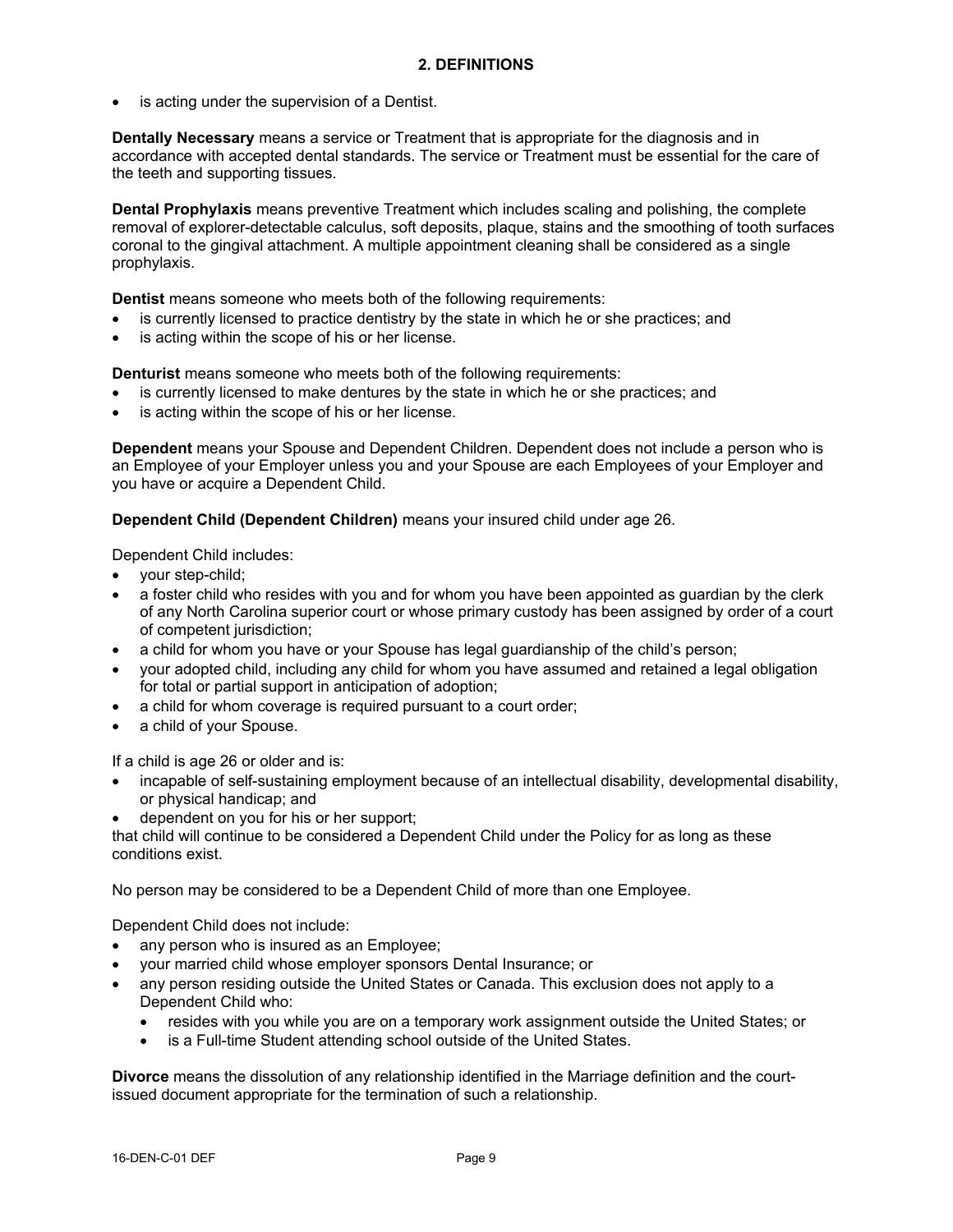## 2. DEFINITIONS

- is acting under the supervision of a Dentist.

**Dentally Necessary** means a service or Treatment that is appropriate for the diagnosis and in accordance with accepted dental standards. The service or Treatment must be essential for the care of the teeth and supporting tissues.

**Dental Prophylaxis** means preventive Treatment which includes scaling and polishing, the complete removal of explorer-detectable calculus, soft deposits, plaque, stains and the smoothing of tooth surfaces coronal to the gingival attachment. A multiple appointment cleaning shall be considered as a single prophylaxis.

**Dentist** means someone who meets both of the following requirements:

- is currently licensed to practice dentistry by the state in which he or she practices; and
- is acting within the scope of his or her license.

**Denturist** means someone who meets both of the following requirements:

- is currently licensed to make dentures by the state in which he or she practices; and
- is acting within the scope of his or her license.

**Dependent** means your Spouse and Dependent Children. Dependent does not include a person who is an Employee of your Employer unless you and your Spouse are each Employees of your Employer and you have or acquire a Dependent Child.

**Dependent Child (Dependent Children)** means your insured child under age 26.

Dependent Child includes:

- your step-child;
- a foster child who resides with you and for whom you have been appointed as guardian by the clerk of any North Carolina superior court or whose primary custody has been assigned by order of a court of competent jurisdiction;
- a child for whom you have or your Spouse has legal guardianship of the child's person;
- your adopted child, including any child for whom you have assumed and retained a legal obligation for total or partial support in anticipation of adoption;
- a child for whom coverage is required pursuant to a court order;
- a child of your Spouse.

If a child is age 26 or older and is:

- incapable of self-sustaining employment because of an intellectual disability, developmental disability, or physical handicap; and
- dependent on you for his or her support;

that child will continue to be considered a Dependent Child under the Policy for as long as these conditions exist.

No person may be considered to be a Dependent Child of more than one Employee.

Dependent Child does not include:

- any person who is insured as an Employee;
- your married child whose employer sponsors Dental Insurance; or
- any person residing outside the United States or Canada. This exclusion does not apply to a Dependent Child who:
  - resides with you while you are on a temporary work assignment outside the United States; or
  - is a Full-time Student attending school outside of the United States.

**Divorce** means the dissolution of any relationship identified in the Marriage definition and the court-issued document appropriate for the termination of such a relationship.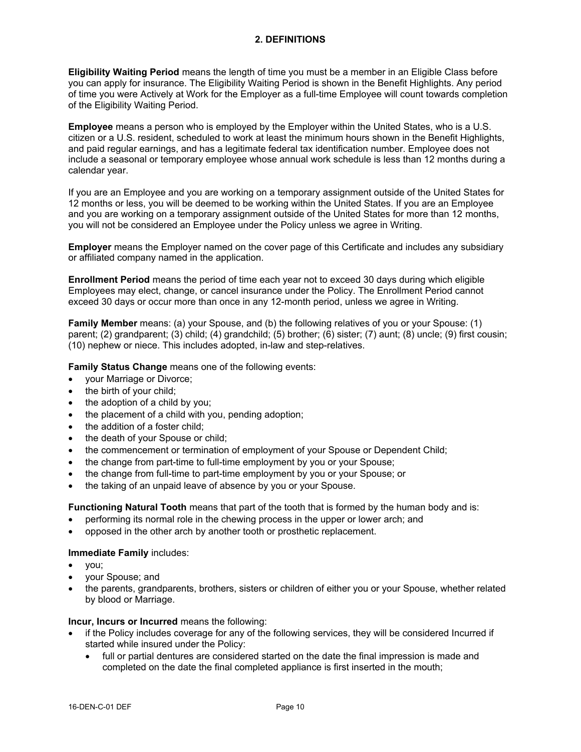## 2. DEFINITIONS

**Eligibility Waiting Period** means the length of time you must be a member in an Eligible Class before you can apply for insurance. The Eligibility Waiting Period is shown in the Benefit Highlights. Any period of time you were Actively at Work for the Employer as a full-time Employee will count towards completion of the Eligibility Waiting Period.

**Employee** means a person who is employed by the Employer within the United States, who is a U.S. citizen or a U.S. resident, scheduled to work at least the minimum hours shown in the Benefit Highlights, and paid regular earnings, and has a legitimate federal tax identification number. Employee does not include a seasonal or temporary employee whose annual work schedule is less than 12 months during a calendar year.

If you are an Employee and you are working on a temporary assignment outside of the United States for 12 months or less, you will be deemed to be working within the United States. If you are an Employee and you are working on a temporary assignment outside of the United States for more than 12 months, you will not be considered an Employee under the Policy unless we agree in Writing.

**Employer** means the Employer named on the cover page of this Certificate and includes any subsidiary or affiliated company named in the application.

**Enrollment Period** means the period of time each year not to exceed 30 days during which eligible Employees may elect, change, or cancel insurance under the Policy. The Enrollment Period cannot exceed 30 days or occur more than once in any 12-month period, unless we agree in Writing.

**Family Member** means: (a) your Spouse, and (b) the following relatives of you or your Spouse: (1) parent; (2) grandparent; (3) child; (4) grandchild; (5) brother; (6) sister; (7) aunt; (8) uncle; (9) first cousin; (10) nephew or niece. This includes adopted, in-law and step-relatives.

**Family Status Change** means one of the following events:

- your Marriage or Divorce;
- the birth of your child;
- the adoption of a child by you;
- the placement of a child with you, pending adoption;
- the addition of a foster child;
- the death of your Spouse or child;
- the commencement or termination of employment of your Spouse or Dependent Child;
- the change from part-time to full-time employment by you or your Spouse;
- the change from full-time to part-time employment by you or your Spouse; or
- the taking of an unpaid leave of absence by you or your Spouse.

**Functioning Natural Tooth** means that part of the tooth that is formed by the human body and is:

- performing its normal role in the chewing process in the upper or lower arch; and
- opposed in the other arch by another tooth or prosthetic replacement.

**Immediate Family** includes:

- you;
- your Spouse; and
- the parents, grandparents, brothers, sisters or children of either you or your Spouse, whether related by blood or Marriage.

**Incur, Incurs or Incurred** means the following:

- if the Policy includes coverage for any of the following services, they will be considered Incurred if started while insured under the Policy:
  - full or partial dentures are considered started on the date the final impression is made and completed on the date the final completed appliance is first inserted in the mouth;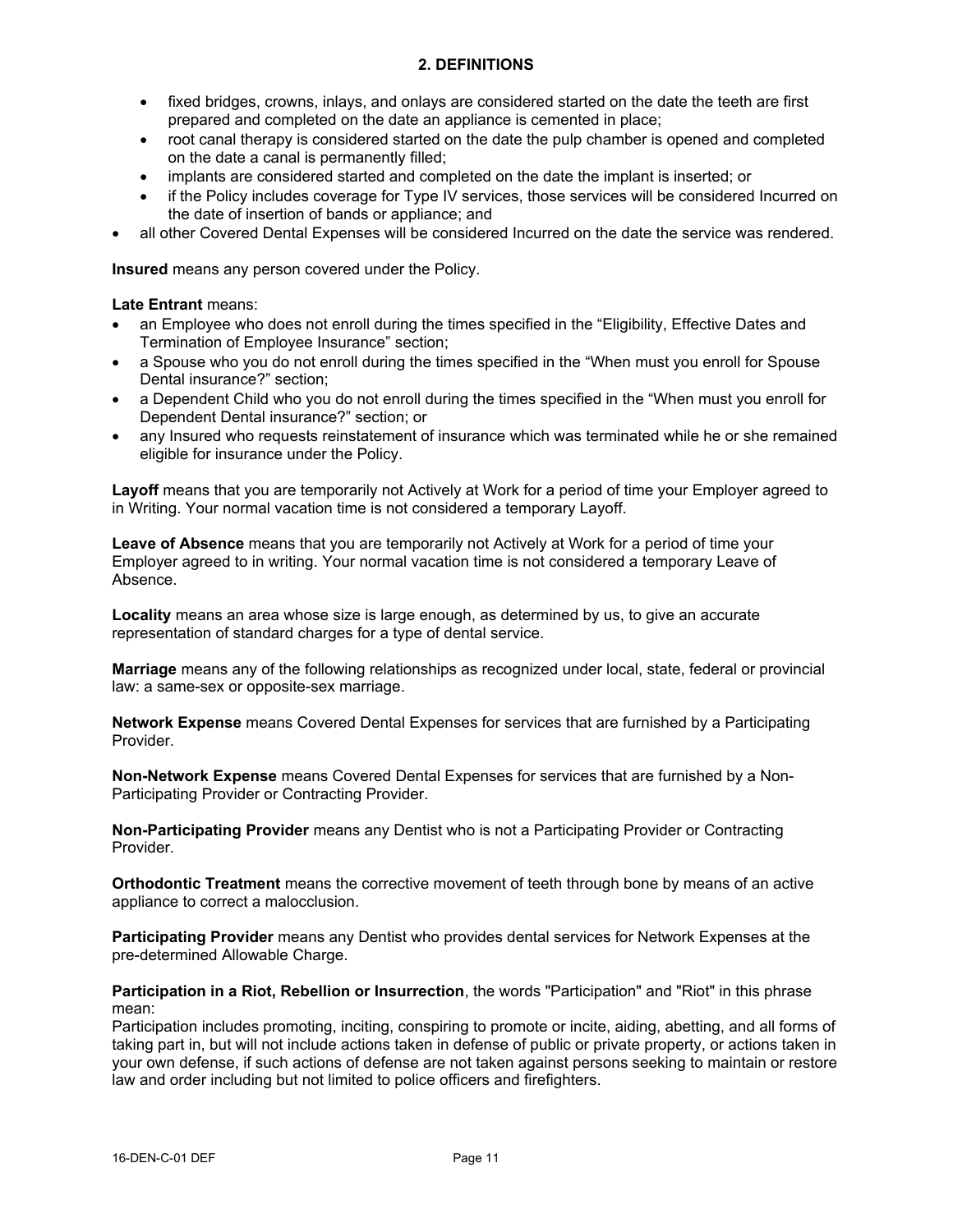## 2. DEFINITIONS

  - fixed bridges, crowns, inlays, and onlays are considered started on the date the teeth are first prepared and completed on the date an appliance is cemented in place;
  - root canal therapy is considered started on the date the pulp chamber is opened and completed on the date a canal is permanently filled;
  - implants are considered started and completed on the date the implant is inserted; or
  - if the Policy includes coverage for Type IV services, those services will be considered Incurred on the date of insertion of bands or appliance; and
- all other Covered Dental Expenses will be considered Incurred on the date the service was rendered.

**Insured** means any person covered under the Policy.

**Late Entrant** means:

- an Employee who does not enroll during the times specified in the "Eligibility, Effective Dates and Termination of Employee Insurance" section;
- a Spouse who you do not enroll during the times specified in the "When must you enroll for Spouse Dental insurance?" section;
- a Dependent Child who you do not enroll during the times specified in the "When must you enroll for Dependent Dental insurance?" section; or
- any Insured who requests reinstatement of insurance which was terminated while he or she remained eligible for insurance under the Policy.

**Layoff** means that you are temporarily not Actively at Work for a period of time your Employer agreed to in Writing. Your normal vacation time is not considered a temporary Layoff.

**Leave of Absence** means that you are temporarily not Actively at Work for a period of time your Employer agreed to in writing. Your normal vacation time is not considered a temporary Leave of Absence.

**Locality** means an area whose size is large enough, as determined by us, to give an accurate representation of standard charges for a type of dental service.

**Marriage** means any of the following relationships as recognized under local, state, federal or provincial law: a same-sex or opposite-sex marriage.

**Network Expense** means Covered Dental Expenses for services that are furnished by a Participating Provider.

**Non-Network Expense** means Covered Dental Expenses for services that are furnished by a Non-Participating Provider or Contracting Provider.

**Non-Participating Provider** means any Dentist who is not a Participating Provider or Contracting Provider.

**Orthodontic Treatment** means the corrective movement of teeth through bone by means of an active appliance to correct a malocclusion.

**Participating Provider** means any Dentist who provides dental services for Network Expenses at the pre-determined Allowable Charge.

**Participation in a Riot, Rebellion or Insurrection**, the words "Participation" and "Riot" in this phrase mean:
Participation includes promoting, inciting, conspiring to promote or incite, aiding, abetting, and all forms of taking part in, but will not include actions taken in defense of public or private property, or actions taken in your own defense, if such actions of defense are not taken against persons seeking to maintain or restore law and order including but not limited to police officers and firefighters.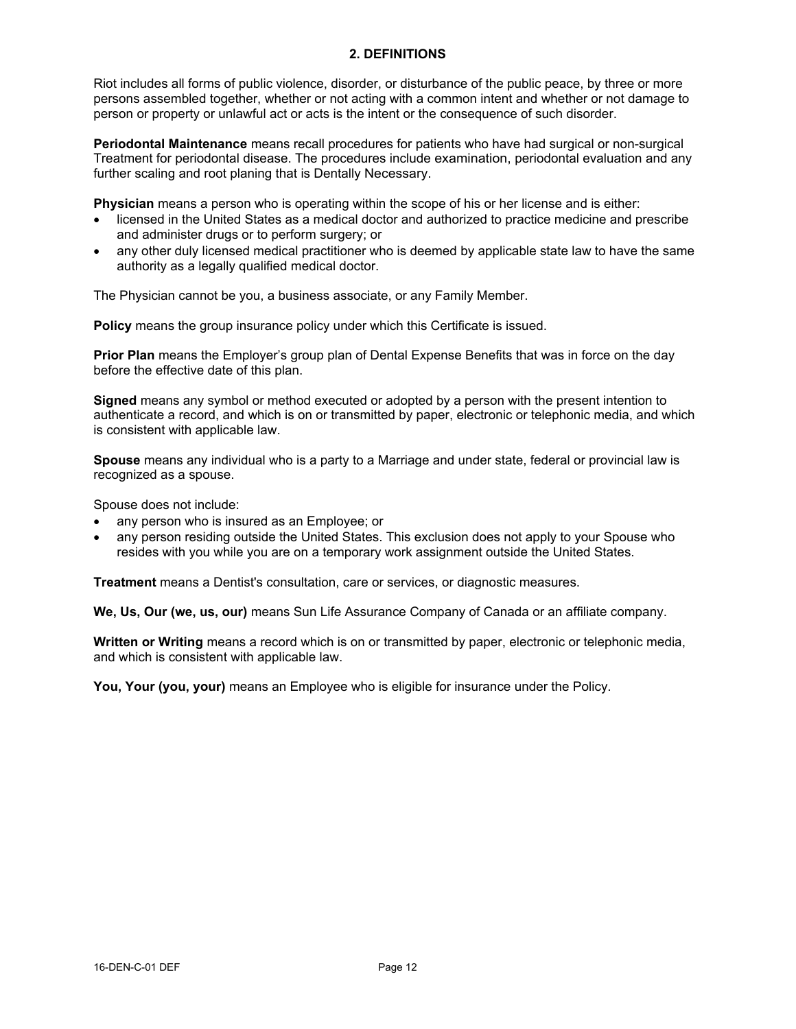## 2. DEFINITIONS

Riot includes all forms of public violence, disorder, or disturbance of the public peace, by three or more persons assembled together, whether or not acting with a common intent and whether or not damage to person or property or unlawful act or acts is the intent or the consequence of such disorder.

**Periodontal Maintenance** means recall procedures for patients who have had surgical or non-surgical Treatment for periodontal disease. The procedures include examination, periodontal evaluation and any further scaling and root planing that is Dentally Necessary.

**Physician** means a person who is operating within the scope of his or her license and is either:

- licensed in the United States as a medical doctor and authorized to practice medicine and prescribe and administer drugs or to perform surgery; or
- any other duly licensed medical practitioner who is deemed by applicable state law to have the same authority as a legally qualified medical doctor.

The Physician cannot be you, a business associate, or any Family Member.

**Policy** means the group insurance policy under which this Certificate is issued.

**Prior Plan** means the Employer's group plan of Dental Expense Benefits that was in force on the day before the effective date of this plan.

**Signed** means any symbol or method executed or adopted by a person with the present intention to authenticate a record, and which is on or transmitted by paper, electronic or telephonic media, and which is consistent with applicable law.

**Spouse** means any individual who is a party to a Marriage and under state, federal or provincial law is recognized as a spouse.

Spouse does not include:

- any person who is insured as an Employee; or
- any person residing outside the United States. This exclusion does not apply to your Spouse who resides with you while you are on a temporary work assignment outside the United States.

**Treatment** means a Dentist's consultation, care or services, or diagnostic measures.

**We, Us, Our (we, us, our)** means Sun Life Assurance Company of Canada or an affiliate company.

**Written or Writing** means a record which is on or transmitted by paper, electronic or telephonic media, and which is consistent with applicable law.

**You, Your (you, your)** means an Employee who is eligible for insurance under the Policy.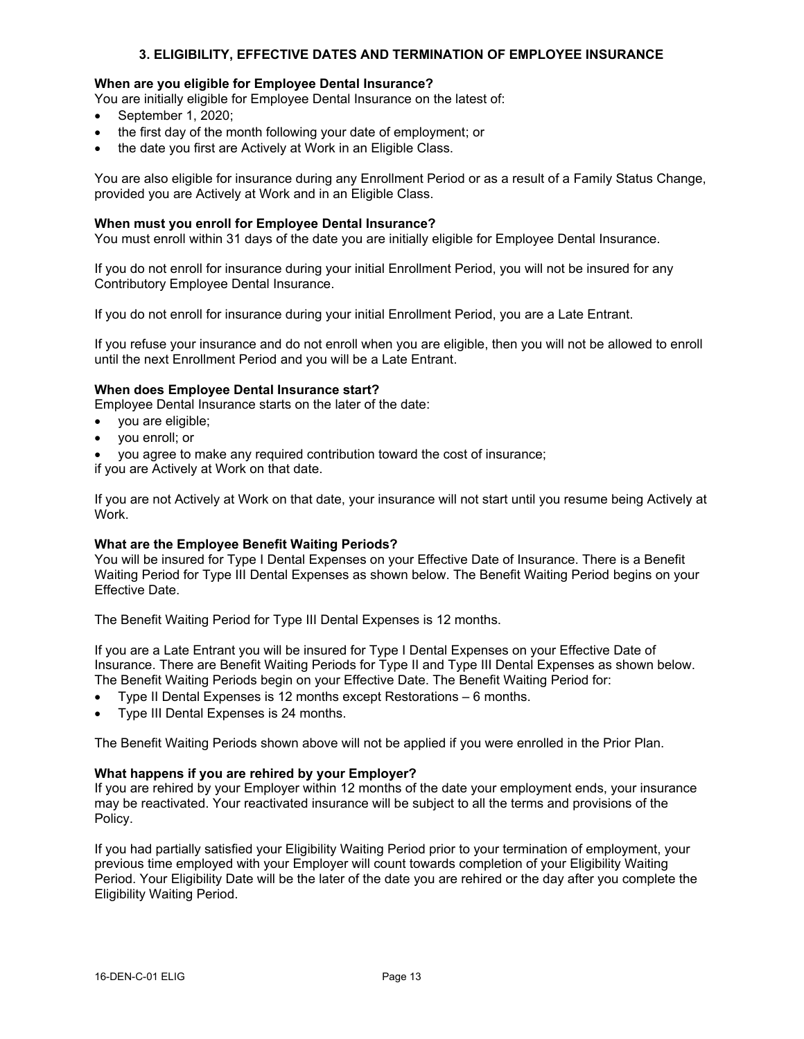## 3. ELIGIBILITY, EFFECTIVE DATES AND TERMINATION OF EMPLOYEE INSURANCE

**When are you eligible for Employee Dental Insurance?**
You are initially eligible for Employee Dental Insurance on the latest of:

- September 1, 2020;
- the first day of the month following your date of employment; or
- the date you first are Actively at Work in an Eligible Class.

You are also eligible for insurance during any Enrollment Period or as a result of a Family Status Change, provided you are Actively at Work and in an Eligible Class.

**When must you enroll for Employee Dental Insurance?**
You must enroll within 31 days of the date you are initially eligible for Employee Dental Insurance.

If you do not enroll for insurance during your initial Enrollment Period, you will not be insured for any Contributory Employee Dental Insurance.

If you do not enroll for insurance during your initial Enrollment Period, you are a Late Entrant.

If you refuse your insurance and do not enroll when you are eligible, then you will not be allowed to enroll until the next Enrollment Period and you will be a Late Entrant.

**When does Employee Dental Insurance start?**
Employee Dental Insurance starts on the later of the date:

- you are eligible;
- you enroll; or
- you agree to make any required contribution toward the cost of insurance;

if you are Actively at Work on that date.

If you are not Actively at Work on that date, your insurance will not start until you resume being Actively at Work.

**What are the Employee Benefit Waiting Periods?**
You will be insured for Type I Dental Expenses on your Effective Date of Insurance. There is a Benefit Waiting Period for Type III Dental Expenses as shown below. The Benefit Waiting Period begins on your Effective Date.

The Benefit Waiting Period for Type III Dental Expenses is 12 months.

If you are a Late Entrant you will be insured for Type I Dental Expenses on your Effective Date of Insurance. There are Benefit Waiting Periods for Type II and Type III Dental Expenses as shown below. The Benefit Waiting Periods begin on your Effective Date. The Benefit Waiting Period for:

- Type II Dental Expenses is 12 months except Restorations – 6 months.
- Type III Dental Expenses is 24 months.

The Benefit Waiting Periods shown above will not be applied if you were enrolled in the Prior Plan.

**What happens if you are rehired by your Employer?**
If you are rehired by your Employer within 12 months of the date your employment ends, your insurance may be reactivated. Your reactivated insurance will be subject to all the terms and provisions of the Policy.

If you had partially satisfied your Eligibility Waiting Period prior to your termination of employment, your previous time employed with your Employer will count towards completion of your Eligibility Waiting Period. Your Eligibility Date will be the later of the date you are rehired or the day after you complete the Eligibility Waiting Period.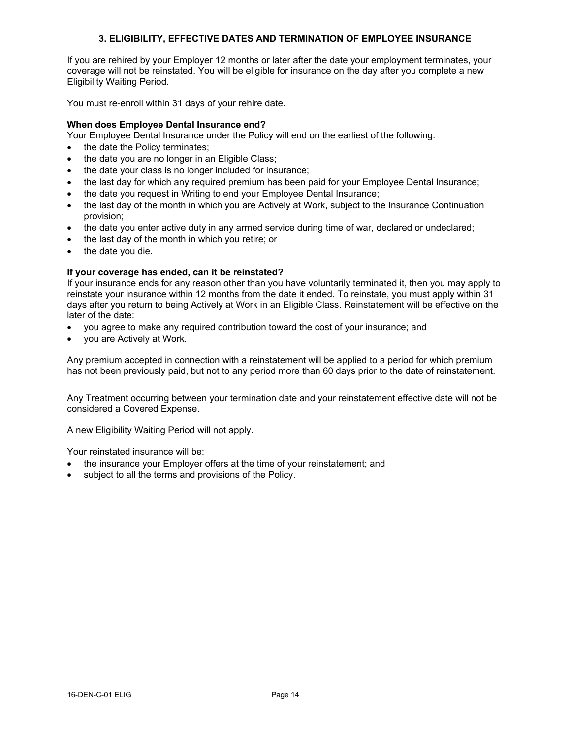## 3. ELIGIBILITY, EFFECTIVE DATES AND TERMINATION OF EMPLOYEE INSURANCE

If you are rehired by your Employer 12 months or later after the date your employment terminates, your coverage will not be reinstated. You will be eligible for insurance on the day after you complete a new Eligibility Waiting Period.

You must re-enroll within 31 days of your rehire date.

**When does Employee Dental Insurance end?**
Your Employee Dental Insurance under the Policy will end on the earliest of the following:

- the date the Policy terminates;
- the date you are no longer in an Eligible Class;
- the date your class is no longer included for insurance;
- the last day for which any required premium has been paid for your Employee Dental Insurance;
- the date you request in Writing to end your Employee Dental Insurance;
- the last day of the month in which you are Actively at Work, subject to the Insurance Continuation provision;
- the date you enter active duty in any armed service during time of war, declared or undeclared;
- the last day of the month in which you retire; or
- the date you die.

**If your coverage has ended, can it be reinstated?**
If your insurance ends for any reason other than you have voluntarily terminated it, then you may apply to reinstate your insurance within 12 months from the date it ended. To reinstate, you must apply within 31 days after you return to being Actively at Work in an Eligible Class. Reinstatement will be effective on the later of the date:

- you agree to make any required contribution toward the cost of your insurance; and
- you are Actively at Work.

Any premium accepted in connection with a reinstatement will be applied to a period for which premium has not been previously paid, but not to any period more than 60 days prior to the date of reinstatement.

Any Treatment occurring between your termination date and your reinstatement effective date will not be considered a Covered Expense.

A new Eligibility Waiting Period will not apply.

Your reinstated insurance will be:

- the insurance your Employer offers at the time of your reinstatement; and
- subject to all the terms and provisions of the Policy.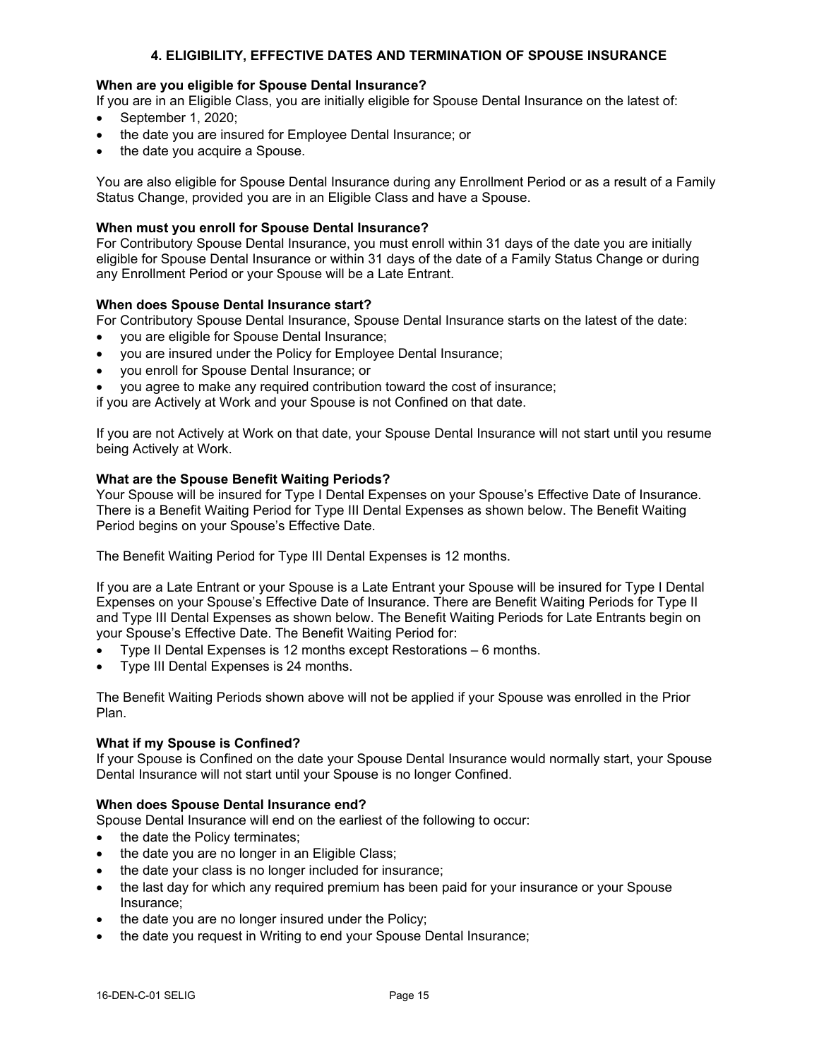## 4. ELIGIBILITY, EFFECTIVE DATES AND TERMINATION OF SPOUSE INSURANCE

**When are you eligible for Spouse Dental Insurance?**
If you are in an Eligible Class, you are initially eligible for Spouse Dental Insurance on the latest of:

- September 1, 2020;
- the date you are insured for Employee Dental Insurance; or
- the date you acquire a Spouse.

You are also eligible for Spouse Dental Insurance during any Enrollment Period or as a result of a Family Status Change, provided you are in an Eligible Class and have a Spouse.

**When must you enroll for Spouse Dental Insurance?**
For Contributory Spouse Dental Insurance, you must enroll within 31 days of the date you are initially eligible for Spouse Dental Insurance or within 31 days of the date of a Family Status Change or during any Enrollment Period or your Spouse will be a Late Entrant.

**When does Spouse Dental Insurance start?**
For Contributory Spouse Dental Insurance, Spouse Dental Insurance starts on the latest of the date:

- you are eligible for Spouse Dental Insurance;
- you are insured under the Policy for Employee Dental Insurance;
- you enroll for Spouse Dental Insurance; or
- you agree to make any required contribution toward the cost of insurance;

if you are Actively at Work and your Spouse is not Confined on that date.

If you are not Actively at Work on that date, your Spouse Dental Insurance will not start until you resume being Actively at Work.

**What are the Spouse Benefit Waiting Periods?**
Your Spouse will be insured for Type I Dental Expenses on your Spouse's Effective Date of Insurance. There is a Benefit Waiting Period for Type III Dental Expenses as shown below. The Benefit Waiting Period begins on your Spouse's Effective Date.

The Benefit Waiting Period for Type III Dental Expenses is 12 months.

If you are a Late Entrant or your Spouse is a Late Entrant your Spouse will be insured for Type I Dental Expenses on your Spouse's Effective Date of Insurance. There are Benefit Waiting Periods for Type II and Type III Dental Expenses as shown below. The Benefit Waiting Periods for Late Entrants begin on your Spouse's Effective Date. The Benefit Waiting Period for:

- Type II Dental Expenses is 12 months except Restorations – 6 months.
- Type III Dental Expenses is 24 months.

The Benefit Waiting Periods shown above will not be applied if your Spouse was enrolled in the Prior Plan.

**What if my Spouse is Confined?**
If your Spouse is Confined on the date your Spouse Dental Insurance would normally start, your Spouse Dental Insurance will not start until your Spouse is no longer Confined.

**When does Spouse Dental Insurance end?**
Spouse Dental Insurance will end on the earliest of the following to occur:

- the date the Policy terminates;
- the date you are no longer in an Eligible Class;
- the date your class is no longer included for insurance;
- the last day for which any required premium has been paid for your insurance or your Spouse Insurance;
- the date you are no longer insured under the Policy;
- the date you request in Writing to end your Spouse Dental Insurance;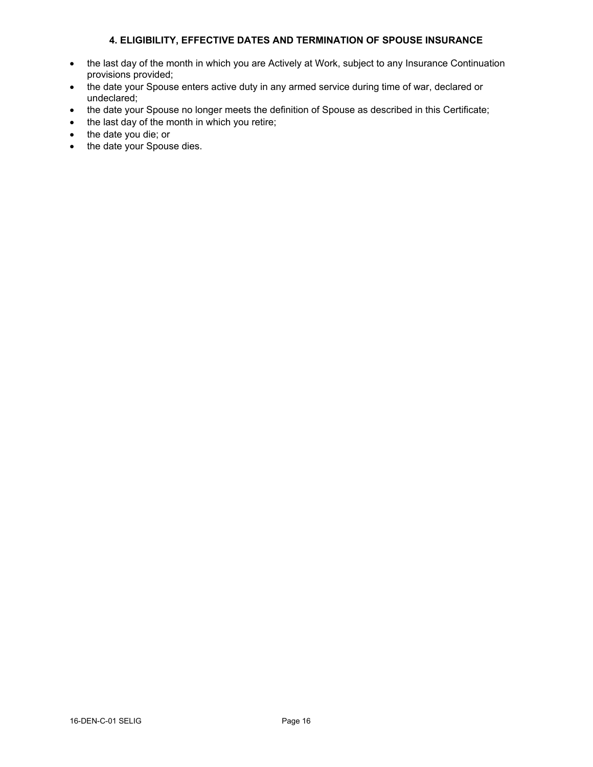## 4. ELIGIBILITY, EFFECTIVE DATES AND TERMINATION OF SPOUSE INSURANCE

- the last day of the month in which you are Actively at Work, subject to any Insurance Continuation provisions provided;
- the date your Spouse enters active duty in any armed service during time of war, declared or undeclared;
- the date your Spouse no longer meets the definition of Spouse as described in this Certificate;
- the last day of the month in which you retire;
- the date you die; or
- the date your Spouse dies.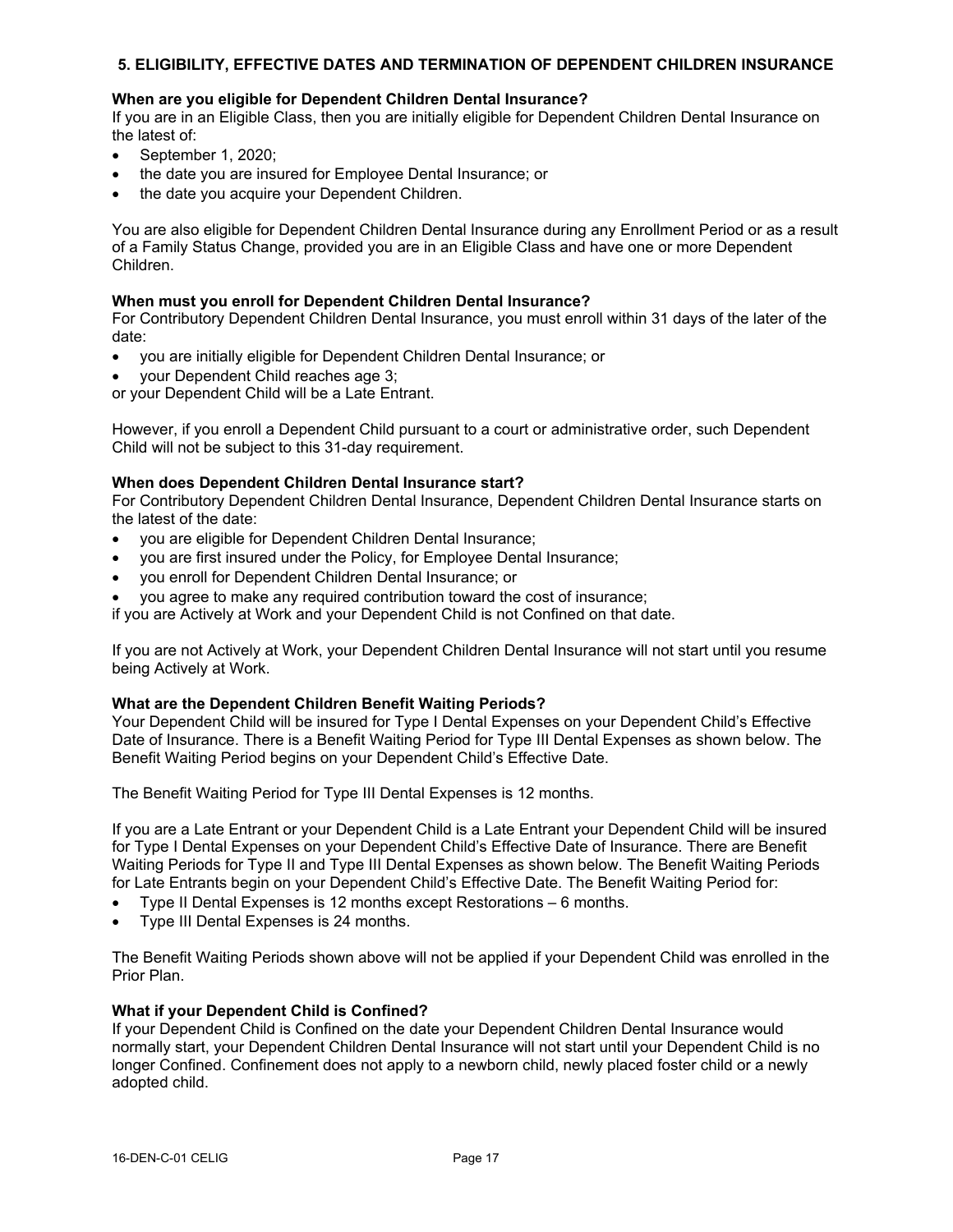## 5. ELIGIBILITY, EFFECTIVE DATES AND TERMINATION OF DEPENDENT CHILDREN INSURANCE

**When are you eligible for Dependent Children Dental Insurance?**

If you are in an Eligible Class, then you are initially eligible for Dependent Children Dental Insurance on the latest of:

- September 1, 2020;
- the date you are insured for Employee Dental Insurance; or
- the date you acquire your Dependent Children.

You are also eligible for Dependent Children Dental Insurance during any Enrollment Period or as a result of a Family Status Change, provided you are in an Eligible Class and have one or more Dependent Children.

**When must you enroll for Dependent Children Dental Insurance?**

For Contributory Dependent Children Dental Insurance, you must enroll within 31 days of the later of the date:

- you are initially eligible for Dependent Children Dental Insurance; or
- your Dependent Child reaches age 3;

or your Dependent Child will be a Late Entrant.

However, if you enroll a Dependent Child pursuant to a court or administrative order, such Dependent Child will not be subject to this 31-day requirement.

**When does Dependent Children Dental Insurance start?**

For Contributory Dependent Children Dental Insurance, Dependent Children Dental Insurance starts on the latest of the date:

- you are eligible for Dependent Children Dental Insurance;
- you are first insured under the Policy, for Employee Dental Insurance;
- you enroll for Dependent Children Dental Insurance; or
- you agree to make any required contribution toward the cost of insurance;

if you are Actively at Work and your Dependent Child is not Confined on that date.

If you are not Actively at Work, your Dependent Children Dental Insurance will not start until you resume being Actively at Work.

**What are the Dependent Children Benefit Waiting Periods?**

Your Dependent Child will be insured for Type I Dental Expenses on your Dependent Child's Effective Date of Insurance. There is a Benefit Waiting Period for Type III Dental Expenses as shown below. The Benefit Waiting Period begins on your Dependent Child's Effective Date.

The Benefit Waiting Period for Type III Dental Expenses is 12 months.

If you are a Late Entrant or your Dependent Child is a Late Entrant your Dependent Child will be insured for Type I Dental Expenses on your Dependent Child's Effective Date of Insurance. There are Benefit Waiting Periods for Type II and Type III Dental Expenses as shown below. The Benefit Waiting Periods for Late Entrants begin on your Dependent Child's Effective Date. The Benefit Waiting Period for:

- Type II Dental Expenses is 12 months except Restorations – 6 months.
- Type III Dental Expenses is 24 months.

The Benefit Waiting Periods shown above will not be applied if your Dependent Child was enrolled in the Prior Plan.

**What if your Dependent Child is Confined?**

If your Dependent Child is Confined on the date your Dependent Children Dental Insurance would normally start, your Dependent Children Dental Insurance will not start until your Dependent Child is no longer Confined. Confinement does not apply to a newborn child, newly placed foster child or a newly adopted child.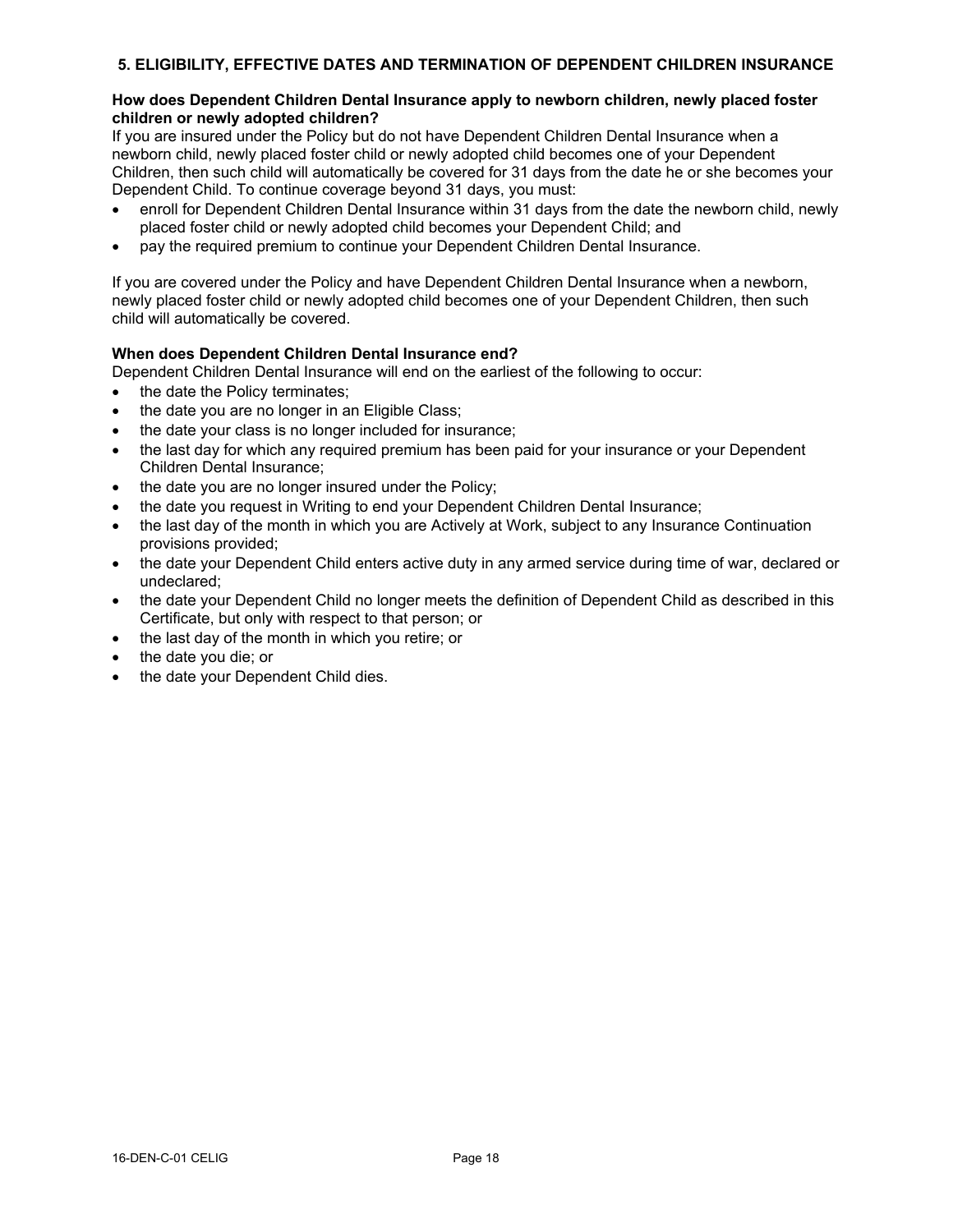## 5. ELIGIBILITY, EFFECTIVE DATES AND TERMINATION OF DEPENDENT CHILDREN INSURANCE

**How does Dependent Children Dental Insurance apply to newborn children, newly placed foster children or newly adopted children?**

If you are insured under the Policy but do not have Dependent Children Dental Insurance when a newborn child, newly placed foster child or newly adopted child becomes one of your Dependent Children, then such child will automatically be covered for 31 days from the date he or she becomes your Dependent Child. To continue coverage beyond 31 days, you must:

- enroll for Dependent Children Dental Insurance within 31 days from the date the newborn child, newly placed foster child or newly adopted child becomes your Dependent Child; and
- pay the required premium to continue your Dependent Children Dental Insurance.

If you are covered under the Policy and have Dependent Children Dental Insurance when a newborn, newly placed foster child or newly adopted child becomes one of your Dependent Children, then such child will automatically be covered.

**When does Dependent Children Dental Insurance end?**

Dependent Children Dental Insurance will end on the earliest of the following to occur:

- the date the Policy terminates;
- the date you are no longer in an Eligible Class;
- the date your class is no longer included for insurance;
- the last day for which any required premium has been paid for your insurance or your Dependent Children Dental Insurance;
- the date you are no longer insured under the Policy;
- the date you request in Writing to end your Dependent Children Dental Insurance;
- the last day of the month in which you are Actively at Work, subject to any Insurance Continuation provisions provided;
- the date your Dependent Child enters active duty in any armed service during time of war, declared or undeclared;
- the date your Dependent Child no longer meets the definition of Dependent Child as described in this Certificate, but only with respect to that person; or
- the last day of the month in which you retire; or
- the date you die; or
- the date your Dependent Child dies.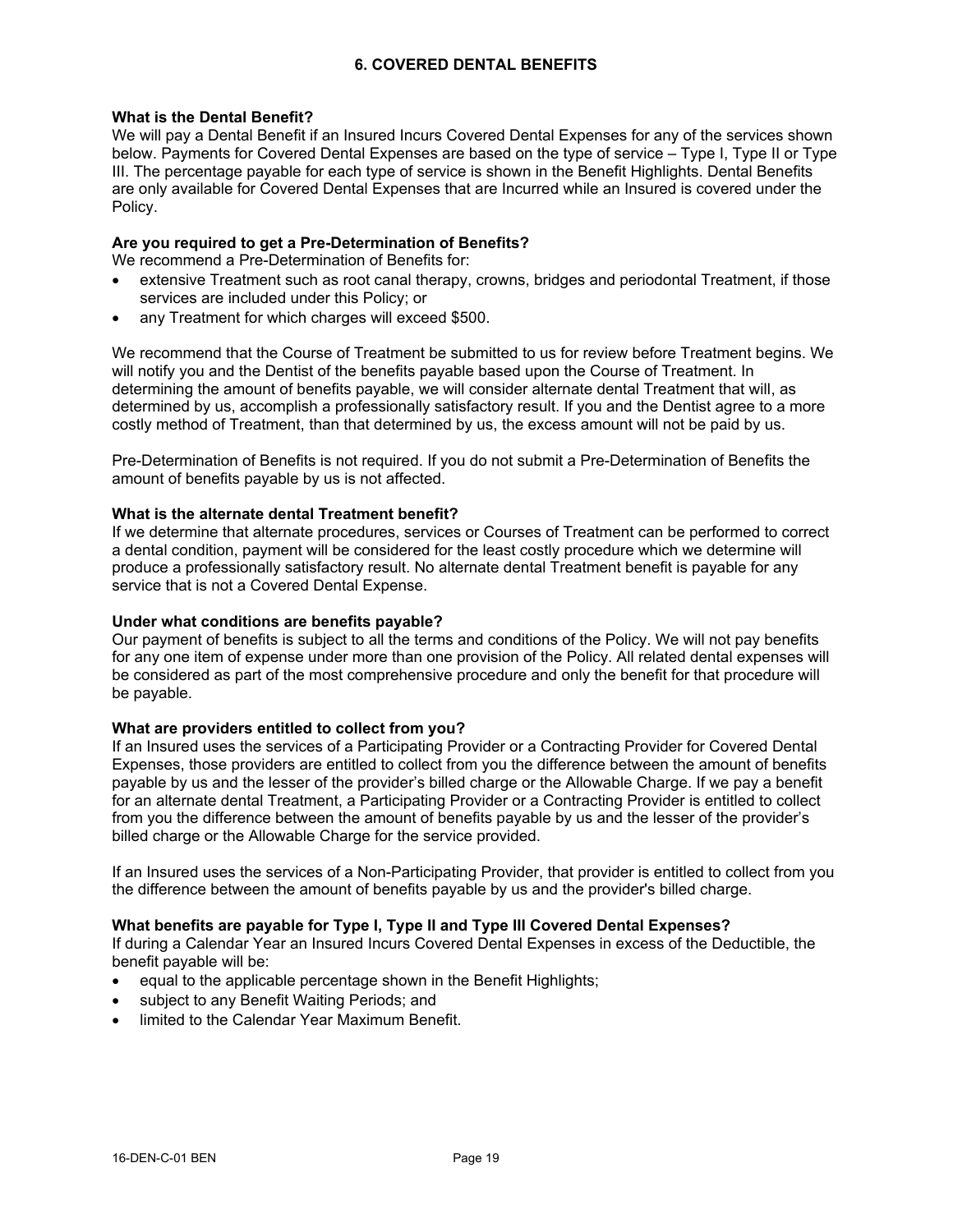## 6. COVERED DENTAL BENEFITS

**What is the Dental Benefit?**
We will pay a Dental Benefit if an Insured Incurs Covered Dental Expenses for any of the services shown below. Payments for Covered Dental Expenses are based on the type of service – Type I, Type II or Type III. The percentage payable for each type of service is shown in the Benefit Highlights. Dental Benefits are only available for Covered Dental Expenses that are Incurred while an Insured is covered under the Policy.

**Are you required to get a Pre-Determination of Benefits?**
We recommend a Pre-Determination of Benefits for:

- extensive Treatment such as root canal therapy, crowns, bridges and periodontal Treatment, if those services are included under this Policy; or
- any Treatment for which charges will exceed $500.

We recommend that the Course of Treatment be submitted to us for review before Treatment begins. We will notify you and the Dentist of the benefits payable based upon the Course of Treatment. In determining the amount of benefits payable, we will consider alternate dental Treatment that will, as determined by us, accomplish a professionally satisfactory result. If you and the Dentist agree to a more costly method of Treatment, than that determined by us, the excess amount will not be paid by us.

Pre-Determination of Benefits is not required. If you do not submit a Pre-Determination of Benefits the amount of benefits payable by us is not affected.

**What is the alternate dental Treatment benefit?**
If we determine that alternate procedures, services or Courses of Treatment can be performed to correct a dental condition, payment will be considered for the least costly procedure which we determine will produce a professionally satisfactory result. No alternate dental Treatment benefit is payable for any service that is not a Covered Dental Expense.

**Under what conditions are benefits payable?**
Our payment of benefits is subject to all the terms and conditions of the Policy. We will not pay benefits for any one item of expense under more than one provision of the Policy. All related dental expenses will be considered as part of the most comprehensive procedure and only the benefit for that procedure will be payable.

**What are providers entitled to collect from you?**
If an Insured uses the services of a Participating Provider or a Contracting Provider for Covered Dental Expenses, those providers are entitled to collect from you the difference between the amount of benefits payable by us and the lesser of the provider's billed charge or the Allowable Charge. If we pay a benefit for an alternate dental Treatment, a Participating Provider or a Contracting Provider is entitled to collect from you the difference between the amount of benefits payable by us and the lesser of the provider's billed charge or the Allowable Charge for the service provided.

If an Insured uses the services of a Non-Participating Provider, that provider is entitled to collect from you the difference between the amount of benefits payable by us and the provider's billed charge.

**What benefits are payable for Type I, Type II and Type III Covered Dental Expenses?**
If during a Calendar Year an Insured Incurs Covered Dental Expenses in excess of the Deductible, the benefit payable will be:

- equal to the applicable percentage shown in the Benefit Highlights;
- subject to any Benefit Waiting Periods; and
- limited to the Calendar Year Maximum Benefit.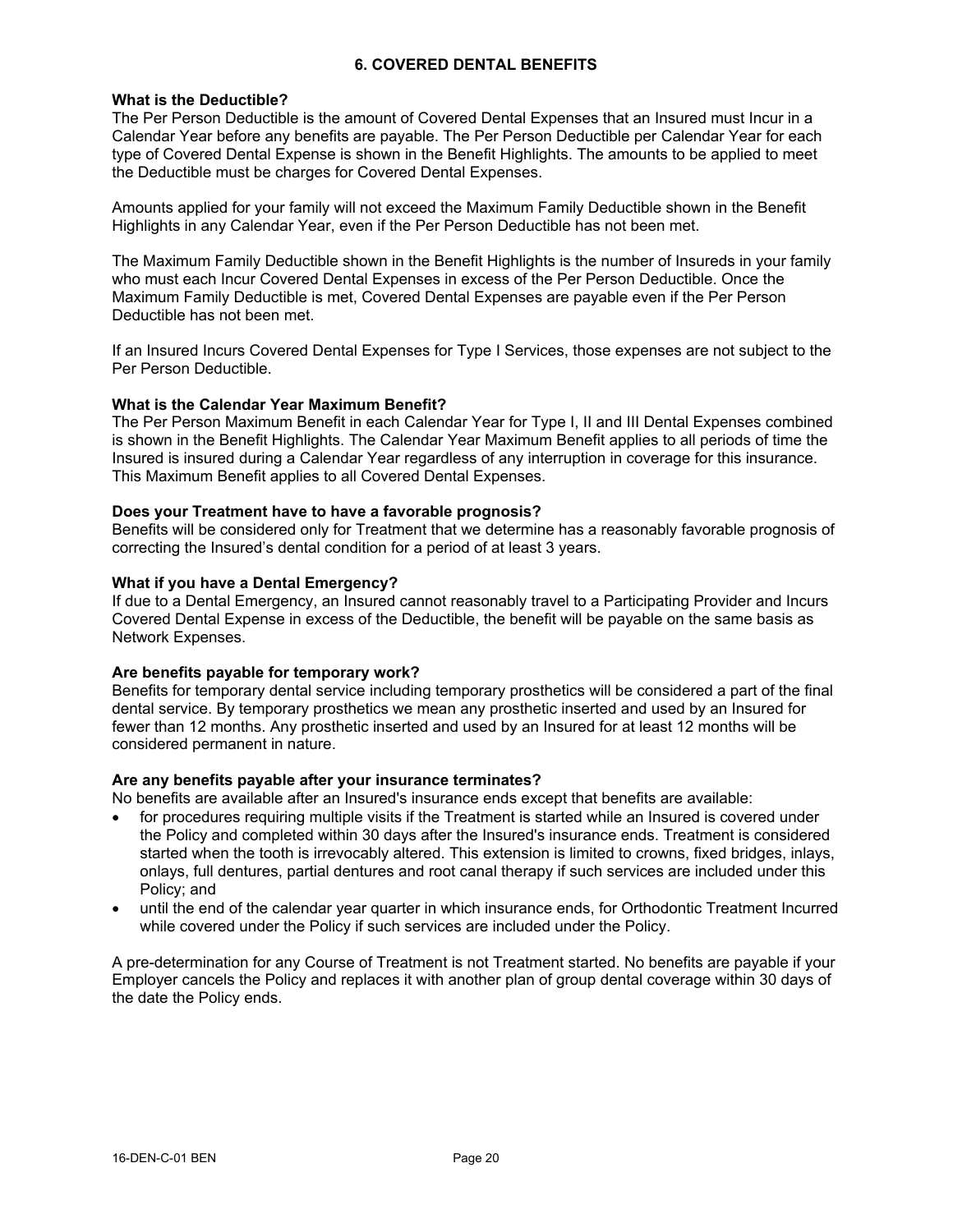## 6. COVERED DENTAL BENEFITS

**What is the Deductible?**

The Per Person Deductible is the amount of Covered Dental Expenses that an Insured must Incur in a Calendar Year before any benefits are payable. The Per Person Deductible per Calendar Year for each type of Covered Dental Expense is shown in the Benefit Highlights. The amounts to be applied to meet the Deductible must be charges for Covered Dental Expenses.

Amounts applied for your family will not exceed the Maximum Family Deductible shown in the Benefit Highlights in any Calendar Year, even if the Per Person Deductible has not been met.

The Maximum Family Deductible shown in the Benefit Highlights is the number of Insureds in your family who must each Incur Covered Dental Expenses in excess of the Per Person Deductible. Once the Maximum Family Deductible is met, Covered Dental Expenses are payable even if the Per Person Deductible has not been met.

If an Insured Incurs Covered Dental Expenses for Type I Services, those expenses are not subject to the Per Person Deductible.

**What is the Calendar Year Maximum Benefit?**

The Per Person Maximum Benefit in each Calendar Year for Type I, II and III Dental Expenses combined is shown in the Benefit Highlights. The Calendar Year Maximum Benefit applies to all periods of time the Insured is insured during a Calendar Year regardless of any interruption in coverage for this insurance. This Maximum Benefit applies to all Covered Dental Expenses.

**Does your Treatment have to have a favorable prognosis?**

Benefits will be considered only for Treatment that we determine has a reasonably favorable prognosis of correcting the Insured's dental condition for a period of at least 3 years.

**What if you have a Dental Emergency?**

If due to a Dental Emergency, an Insured cannot reasonably travel to a Participating Provider and Incurs Covered Dental Expense in excess of the Deductible, the benefit will be payable on the same basis as Network Expenses.

**Are benefits payable for temporary work?**

Benefits for temporary dental service including temporary prosthetics will be considered a part of the final dental service. By temporary prosthetics we mean any prosthetic inserted and used by an Insured for fewer than 12 months. Any prosthetic inserted and used by an Insured for at least 12 months will be considered permanent in nature.

**Are any benefits payable after your insurance terminates?**

No benefits are available after an Insured's insurance ends except that benefits are available:

- for procedures requiring multiple visits if the Treatment is started while an Insured is covered under the Policy and completed within 30 days after the Insured's insurance ends. Treatment is considered started when the tooth is irrevocably altered. This extension is limited to crowns, fixed bridges, inlays, onlays, full dentures, partial dentures and root canal therapy if such services are included under this Policy; and
- until the end of the calendar year quarter in which insurance ends, for Orthodontic Treatment Incurred while covered under the Policy if such services are included under the Policy.

A pre-determination for any Course of Treatment is not Treatment started. No benefits are payable if your Employer cancels the Policy and replaces it with another plan of group dental coverage within 30 days of the date the Policy ends.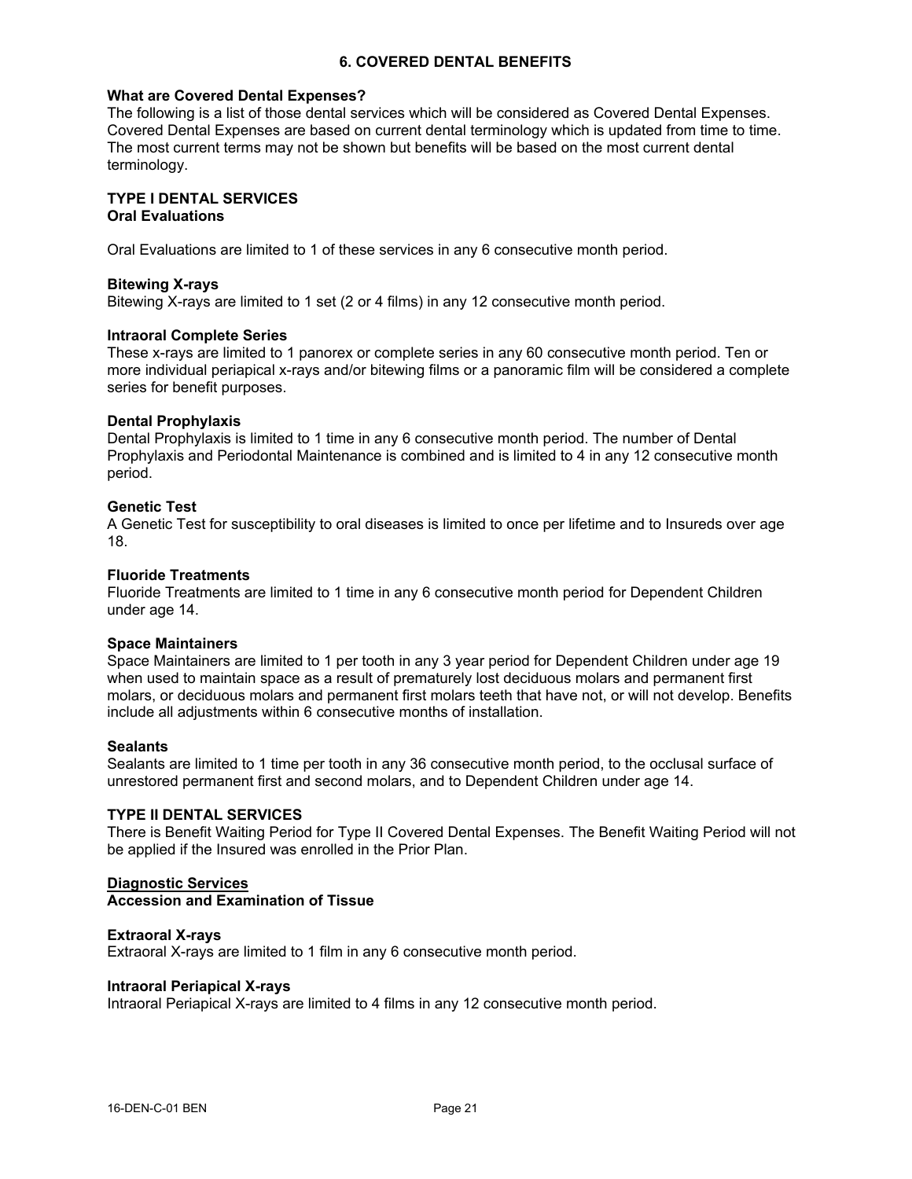## 6. COVERED DENTAL BENEFITS

**What are Covered Dental Expenses?**
The following is a list of those dental services which will be considered as Covered Dental Expenses. Covered Dental Expenses are based on current dental terminology which is updated from time to time. The most current terms may not be shown but benefits will be based on the most current dental terminology.

### TYPE I DENTAL SERVICES

**Oral Evaluations**

Oral Evaluations are limited to 1 of these services in any 6 consecutive month period.

**Bitewing X-rays**
Bitewing X-rays are limited to 1 set (2 or 4 films) in any 12 consecutive month period.

**Intraoral Complete Series**
These x-rays are limited to 1 panorex or complete series in any 60 consecutive month period. Ten or more individual periapical x-rays and/or bitewing films or a panoramic film will be considered a complete series for benefit purposes.

**Dental Prophylaxis**
Dental Prophylaxis is limited to 1 time in any 6 consecutive month period. The number of Dental Prophylaxis and Periodontal Maintenance is combined and is limited to 4 in any 12 consecutive month period.

**Genetic Test**
A Genetic Test for susceptibility to oral diseases is limited to once per lifetime and to Insureds over age 18.

**Fluoride Treatments**
Fluoride Treatments are limited to 1 time in any 6 consecutive month period for Dependent Children under age 14.

**Space Maintainers**
Space Maintainers are limited to 1 per tooth in any 3 year period for Dependent Children under age 19 when used to maintain space as a result of prematurely lost deciduous molars and permanent first molars, or deciduous molars and permanent first molars teeth that have not, or will not develop. Benefits include all adjustments within 6 consecutive months of installation.

**Sealants**
Sealants are limited to 1 time per tooth in any 36 consecutive month period, to the occlusal surface of unrestored permanent first and second molars, and to Dependent Children under age 14.

### TYPE II DENTAL SERVICES

There is Benefit Waiting Period for Type II Covered Dental Expenses. The Benefit Waiting Period will not be applied if the Insured was enrolled in the Prior Plan.

**Diagnostic Services**

**Accession and Examination of Tissue**

**Extraoral X-rays**
Extraoral X-rays are limited to 1 film in any 6 consecutive month period.

**Intraoral Periapical X-rays**
Intraoral Periapical X-rays are limited to 4 films in any 12 consecutive month period.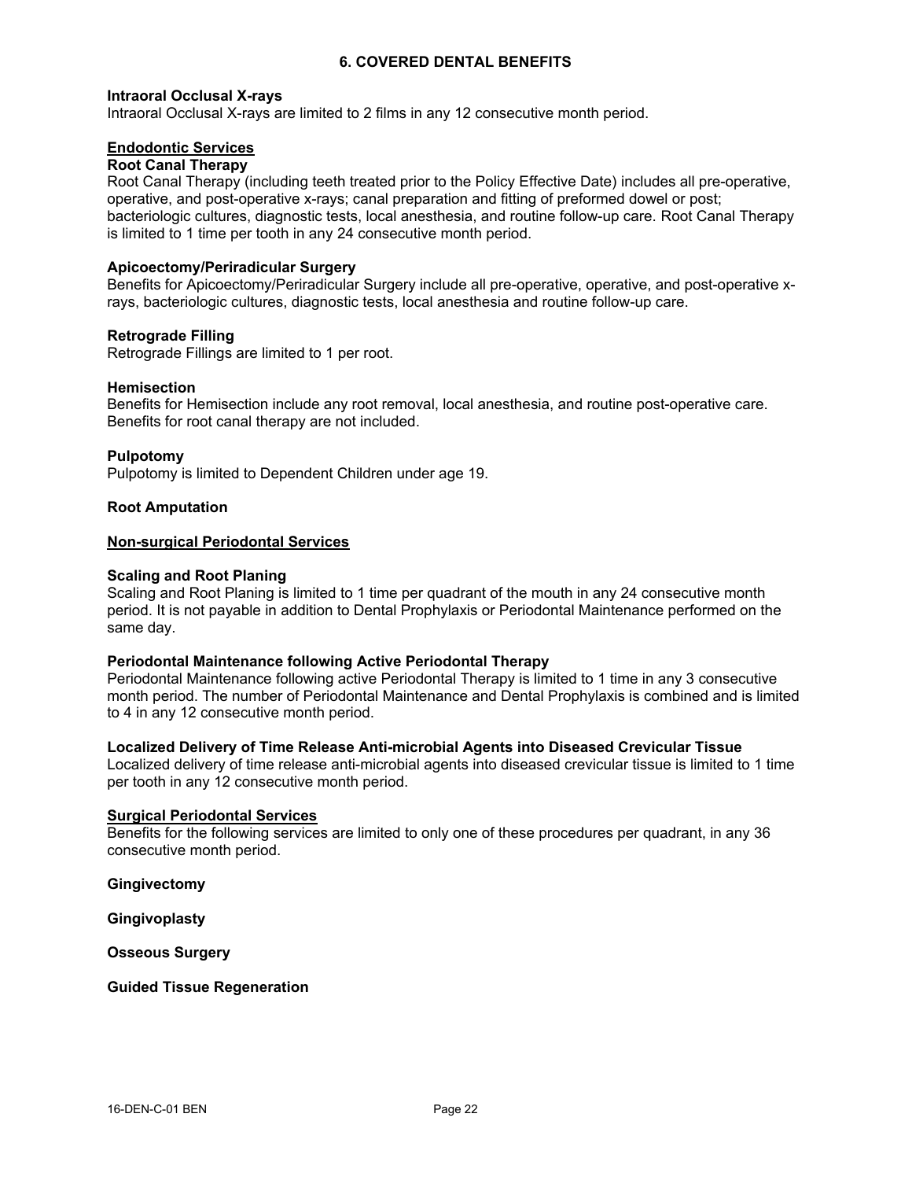## 6. COVERED DENTAL BENEFITS

**Intraoral Occlusal X-rays**
Intraoral Occlusal X-rays are limited to 2 films in any 12 consecutive month period.

### Endodontic Services

**Root Canal Therapy**
Root Canal Therapy (including teeth treated prior to the Policy Effective Date) includes all pre-operative, operative, and post-operative x-rays; canal preparation and fitting of preformed dowel or post; bacteriologic cultures, diagnostic tests, local anesthesia, and routine follow-up care. Root Canal Therapy is limited to 1 time per tooth in any 24 consecutive month period.

**Apicoectomy/Periradicular Surgery**
Benefits for Apicoectomy/Periradicular Surgery include all pre-operative, operative, and post-operative x-rays, bacteriologic cultures, diagnostic tests, local anesthesia and routine follow-up care.

**Retrograde Filling**
Retrograde Fillings are limited to 1 per root.

**Hemisection**
Benefits for Hemisection include any root removal, local anesthesia, and routine post-operative care. Benefits for root canal therapy are not included.

**Pulpotomy**
Pulpotomy is limited to Dependent Children under age 19.

**Root Amputation**

### Non-surgical Periodontal Services

**Scaling and Root Planing**
Scaling and Root Planing is limited to 1 time per quadrant of the mouth in any 24 consecutive month period. It is not payable in addition to Dental Prophylaxis or Periodontal Maintenance performed on the same day.

**Periodontal Maintenance following Active Periodontal Therapy**
Periodontal Maintenance following active Periodontal Therapy is limited to 1 time in any 3 consecutive month period. The number of Periodontal Maintenance and Dental Prophylaxis is combined and is limited to 4 in any 12 consecutive month period.

**Localized Delivery of Time Release Anti-microbial Agents into Diseased Crevicular Tissue**
Localized delivery of time release anti-microbial agents into diseased crevicular tissue is limited to 1 time per tooth in any 12 consecutive month period.

### Surgical Periodontal Services

Benefits for the following services are limited to only one of these procedures per quadrant, in any 36 consecutive month period.

**Gingivectomy**

**Gingivoplasty**

**Osseous Surgery**

**Guided Tissue Regeneration**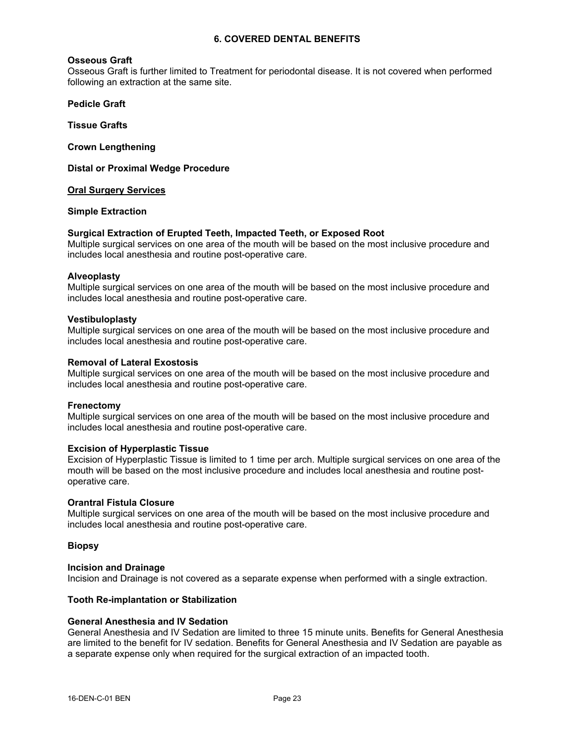## 6. COVERED DENTAL BENEFITS

**Osseous Graft**
Osseous Graft is further limited to Treatment for periodontal disease. It is not covered when performed following an extraction at the same site.

**Pedicle Graft**

**Tissue Grafts**

**Crown Lengthening**

**Distal or Proximal Wedge Procedure**

### Oral Surgery Services

**Simple Extraction**

**Surgical Extraction of Erupted Teeth, Impacted Teeth, or Exposed Root**
Multiple surgical services on one area of the mouth will be based on the most inclusive procedure and includes local anesthesia and routine post-operative care.

**Alveoplasty**
Multiple surgical services on one area of the mouth will be based on the most inclusive procedure and includes local anesthesia and routine post-operative care.

**Vestibuloplasty**
Multiple surgical services on one area of the mouth will be based on the most inclusive procedure and includes local anesthesia and routine post-operative care.

**Removal of Lateral Exostosis**
Multiple surgical services on one area of the mouth will be based on the most inclusive procedure and includes local anesthesia and routine post-operative care.

**Frenectomy**
Multiple surgical services on one area of the mouth will be based on the most inclusive procedure and includes local anesthesia and routine post-operative care.

**Excision of Hyperplastic Tissue**
Excision of Hyperplastic Tissue is limited to 1 time per arch. Multiple surgical services on one area of the mouth will be based on the most inclusive procedure and includes local anesthesia and routine post-operative care.

**Orantral Fistula Closure**
Multiple surgical services on one area of the mouth will be based on the most inclusive procedure and includes local anesthesia and routine post-operative care.

**Biopsy**

**Incision and Drainage**
Incision and Drainage is not covered as a separate expense when performed with a single extraction.

**Tooth Re-implantation or Stabilization**

**General Anesthesia and IV Sedation**
General Anesthesia and IV Sedation are limited to three 15 minute units. Benefits for General Anesthesia are limited to the benefit for IV sedation. Benefits for General Anesthesia and IV Sedation are payable as a separate expense only when required for the surgical extraction of an impacted tooth.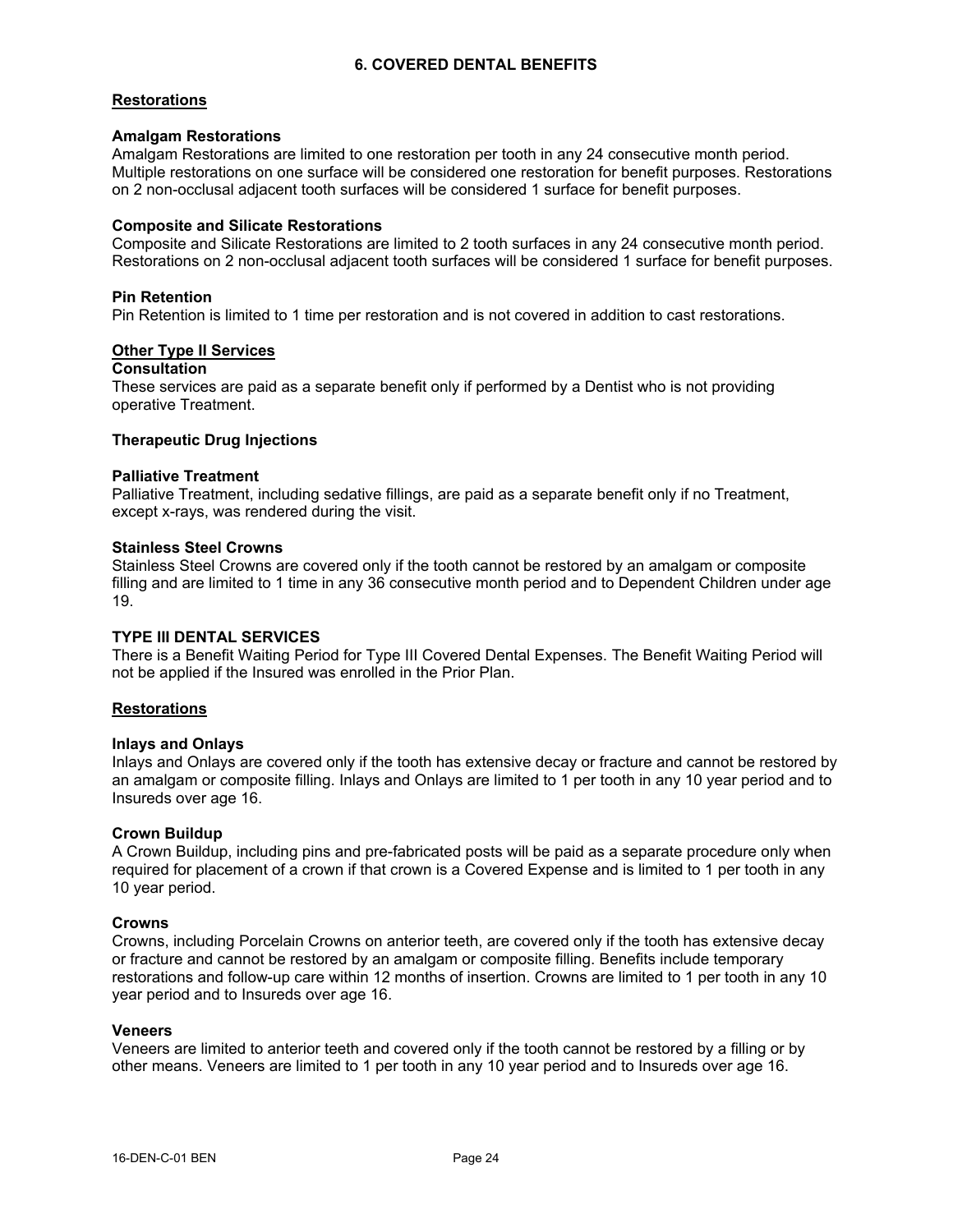## 6. COVERED DENTAL BENEFITS

**Restorations**

**Amalgam Restorations**
Amalgam Restorations are limited to one restoration per tooth in any 24 consecutive month period. Multiple restorations on one surface will be considered one restoration for benefit purposes. Restorations on 2 non-occlusal adjacent tooth surfaces will be considered 1 surface for benefit purposes.

**Composite and Silicate Restorations**
Composite and Silicate Restorations are limited to 2 tooth surfaces in any 24 consecutive month period. Restorations on 2 non-occlusal adjacent tooth surfaces will be considered 1 surface for benefit purposes.

**Pin Retention**
Pin Retention is limited to 1 time per restoration and is not covered in addition to cast restorations.

**Other Type II Services**

**Consultation**
These services are paid as a separate benefit only if performed by a Dentist who is not providing operative Treatment.

**Therapeutic Drug Injections**

**Palliative Treatment**
Palliative Treatment, including sedative fillings, are paid as a separate benefit only if no Treatment, except x-rays, was rendered during the visit.

**Stainless Steel Crowns**
Stainless Steel Crowns are covered only if the tooth cannot be restored by an amalgam or composite filling and are limited to 1 time in any 36 consecutive month period and to Dependent Children under age 19.

**TYPE III DENTAL SERVICES**
There is a Benefit Waiting Period for Type III Covered Dental Expenses. The Benefit Waiting Period will not be applied if the Insured was enrolled in the Prior Plan.

**Restorations**

**Inlays and Onlays**
Inlays and Onlays are covered only if the tooth has extensive decay or fracture and cannot be restored by an amalgam or composite filling. Inlays and Onlays are limited to 1 per tooth in any 10 year period and to Insureds over age 16.

**Crown Buildup**
A Crown Buildup, including pins and pre-fabricated posts will be paid as a separate procedure only when required for placement of a crown if that crown is a Covered Expense and is limited to 1 per tooth in any 10 year period.

**Crowns**
Crowns, including Porcelain Crowns on anterior teeth, are covered only if the tooth has extensive decay or fracture and cannot be restored by an amalgam or composite filling. Benefits include temporary restorations and follow-up care within 12 months of insertion. Crowns are limited to 1 per tooth in any 10 year period and to Insureds over age 16.

**Veneers**
Veneers are limited to anterior teeth and covered only if the tooth cannot be restored by a filling or by other means. Veneers are limited to 1 per tooth in any 10 year period and to Insureds over age 16.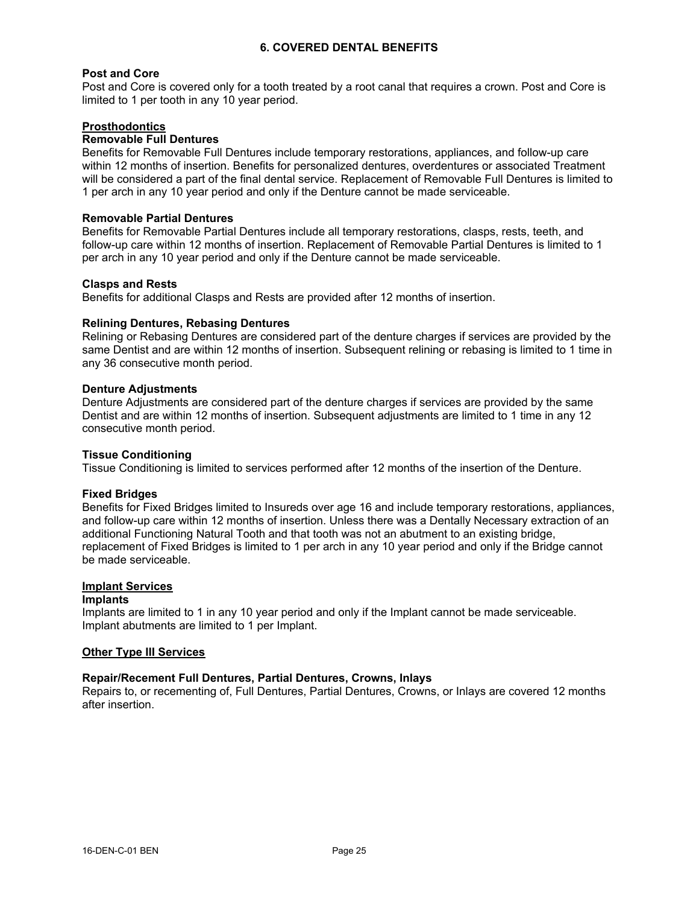## 6. COVERED DENTAL BENEFITS

**Post and Core**
Post and Core is covered only for a tooth treated by a root canal that requires a crown. Post and Core is limited to 1 per tooth in any 10 year period.

### Prosthodontics

**Removable Full Dentures**
Benefits for Removable Full Dentures include temporary restorations, appliances, and follow-up care within 12 months of insertion. Benefits for personalized dentures, overdentures or associated Treatment will be considered a part of the final dental service. Replacement of Removable Full Dentures is limited to 1 per arch in any 10 year period and only if the Denture cannot be made serviceable.

**Removable Partial Dentures**
Benefits for Removable Partial Dentures include all temporary restorations, clasps, rests, teeth, and follow-up care within 12 months of insertion. Replacement of Removable Partial Dentures is limited to 1 per arch in any 10 year period and only if the Denture cannot be made serviceable.

**Clasps and Rests**
Benefits for additional Clasps and Rests are provided after 12 months of insertion.

**Relining Dentures, Rebasing Dentures**
Relining or Rebasing Dentures are considered part of the denture charges if services are provided by the same Dentist and are within 12 months of insertion. Subsequent relining or rebasing is limited to 1 time in any 36 consecutive month period.

**Denture Adjustments**
Denture Adjustments are considered part of the denture charges if services are provided by the same Dentist and are within 12 months of insertion. Subsequent adjustments are limited to 1 time in any 12 consecutive month period.

**Tissue Conditioning**
Tissue Conditioning is limited to services performed after 12 months of the insertion of the Denture.

**Fixed Bridges**
Benefits for Fixed Bridges limited to Insureds over age 16 and include temporary restorations, appliances, and follow-up care within 12 months of insertion. Unless there was a Dentally Necessary extraction of an additional Functioning Natural Tooth and that tooth was not an abutment to an existing bridge, replacement of Fixed Bridges is limited to 1 per arch in any 10 year period and only if the Bridge cannot be made serviceable.

### Implant Services

**Implants**
Implants are limited to 1 in any 10 year period and only if the Implant cannot be made serviceable. Implant abutments are limited to 1 per Implant.

### Other Type III Services

**Repair/Recement Full Dentures, Partial Dentures, Crowns, Inlays**
Repairs to, or recementing of, Full Dentures, Partial Dentures, Crowns, or Inlays are covered 12 months after insertion.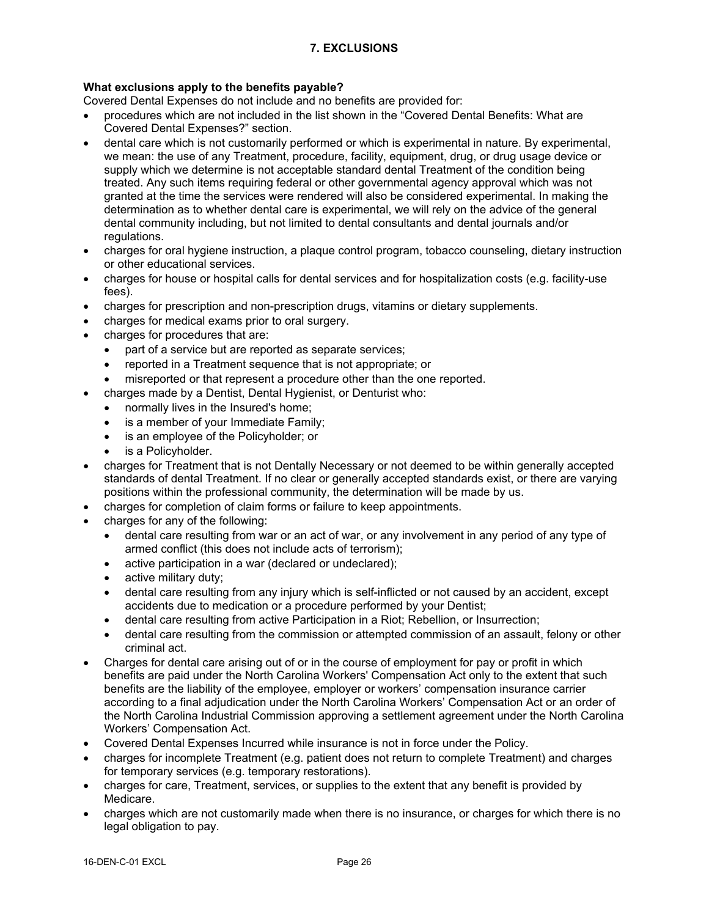## 7. EXCLUSIONS

**What exclusions apply to the benefits payable?**

Covered Dental Expenses do not include and no benefits are provided for:

- procedures which are not included in the list shown in the "Covered Dental Benefits: What are Covered Dental Expenses?" section.
- dental care which is not customarily performed or which is experimental in nature. By experimental, we mean: the use of any Treatment, procedure, facility, equipment, drug, or drug usage device or supply which we determine is not acceptable standard dental Treatment of the condition being treated. Any such items requiring federal or other governmental agency approval which was not granted at the time the services were rendered will also be considered experimental. In making the determination as to whether dental care is experimental, we will rely on the advice of the general dental community including, but not limited to dental consultants and dental journals and/or regulations.
- charges for oral hygiene instruction, a plaque control program, tobacco counseling, dietary instruction or other educational services.
- charges for house or hospital calls for dental services and for hospitalization costs (e.g. facility-use fees).
- charges for prescription and non-prescription drugs, vitamins or dietary supplements.
- charges for medical exams prior to oral surgery.
- charges for procedures that are:
  - part of a service but are reported as separate services;
  - reported in a Treatment sequence that is not appropriate; or
  - misreported or that represent a procedure other than the one reported.
- charges made by a Dentist, Dental Hygienist, or Denturist who:
  - normally lives in the Insured's home;
  - is a member of your Immediate Family;
  - is an employee of the Policyholder; or
  - is a Policyholder.
- charges for Treatment that is not Dentally Necessary or not deemed to be within generally accepted standards of dental Treatment. If no clear or generally accepted standards exist, or there are varying positions within the professional community, the determination will be made by us.
- charges for completion of claim forms or failure to keep appointments.
- charges for any of the following:
  - dental care resulting from war or an act of war, or any involvement in any period of any type of armed conflict (this does not include acts of terrorism);
  - active participation in a war (declared or undeclared);
  - active military duty;
  - dental care resulting from any injury which is self-inflicted or not caused by an accident, except accidents due to medication or a procedure performed by your Dentist;
  - dental care resulting from active Participation in a Riot; Rebellion, or Insurrection;
  - dental care resulting from the commission or attempted commission of an assault, felony or other criminal act.
- Charges for dental care arising out of or in the course of employment for pay or profit in which benefits are paid under the North Carolina Workers' Compensation Act only to the extent that such benefits are the liability of the employee, employer or workers' compensation insurance carrier according to a final adjudication under the North Carolina Workers' Compensation Act or an order of the North Carolina Industrial Commission approving a settlement agreement under the North Carolina Workers' Compensation Act.
- Covered Dental Expenses Incurred while insurance is not in force under the Policy.
- charges for incomplete Treatment (e.g. patient does not return to complete Treatment) and charges for temporary services (e.g. temporary restorations).
- charges for care, Treatment, services, or supplies to the extent that any benefit is provided by Medicare.
- charges which are not customarily made when there is no insurance, or charges for which there is no legal obligation to pay.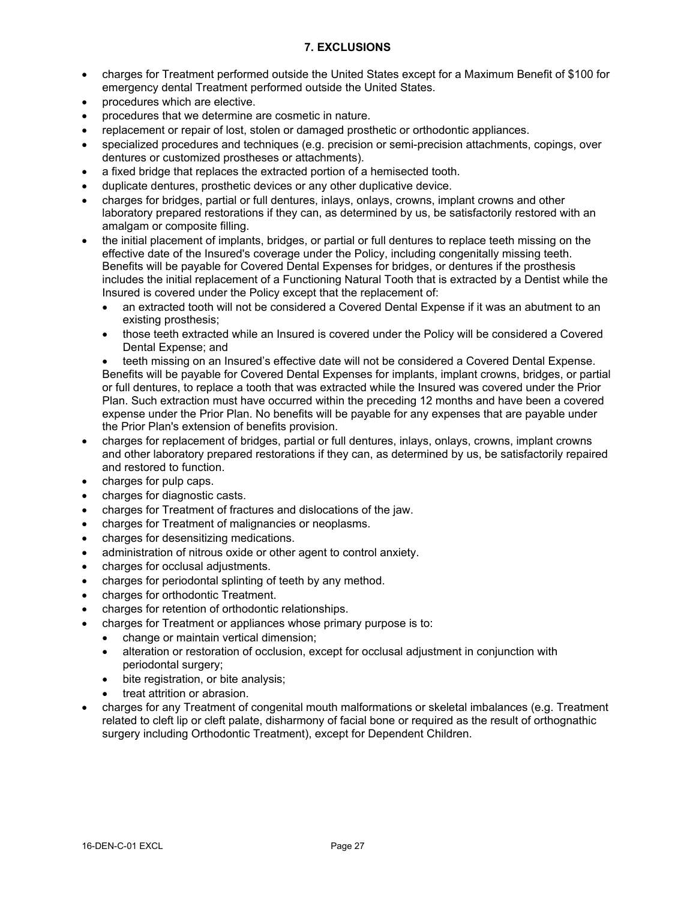## 7. EXCLUSIONS

- charges for Treatment performed outside the United States except for a Maximum Benefit of $100 for emergency dental Treatment performed outside the United States.
- procedures which are elective.
- procedures that we determine are cosmetic in nature.
- replacement or repair of lost, stolen or damaged prosthetic or orthodontic appliances.
- specialized procedures and techniques (e.g. precision or semi-precision attachments, copings, over dentures or customized prostheses or attachments).
- a fixed bridge that replaces the extracted portion of a hemisected tooth.
- duplicate dentures, prosthetic devices or any other duplicative device.
- charges for bridges, partial or full dentures, inlays, onlays, crowns, implant crowns and other laboratory prepared restorations if they can, as determined by us, be satisfactorily restored with an amalgam or composite filling.
- the initial placement of implants, bridges, or partial or full dentures to replace teeth missing on the effective date of the Insured's coverage under the Policy, including congenitally missing teeth. Benefits will be payable for Covered Dental Expenses for bridges, or dentures if the prosthesis includes the initial replacement of a Functioning Natural Tooth that is extracted by a Dentist while the Insured is covered under the Policy except that the replacement of:
  - an extracted tooth will not be considered a Covered Dental Expense if it was an abutment to an existing prosthesis;
  - those teeth extracted while an Insured is covered under the Policy will be considered a Covered Dental Expense; and
  - teeth missing on an Insured's effective date will not be considered a Covered Dental Expense.

  Benefits will be payable for Covered Dental Expenses for implants, implant crowns, bridges, or partial or full dentures, to replace a tooth that was extracted while the Insured was covered under the Prior Plan. Such extraction must have occurred within the preceding 12 months and have been a covered expense under the Prior Plan. No benefits will be payable for any expenses that are payable under the Prior Plan's extension of benefits provision.
- charges for replacement of bridges, partial or full dentures, inlays, onlays, crowns, implant crowns and other laboratory prepared restorations if they can, as determined by us, be satisfactorily repaired and restored to function.
- charges for pulp caps.
- charges for diagnostic casts.
- charges for Treatment of fractures and dislocations of the jaw.
- charges for Treatment of malignancies or neoplasms.
- charges for desensitizing medications.
- administration of nitrous oxide or other agent to control anxiety.
- charges for occlusal adjustments.
- charges for periodontal splinting of teeth by any method.
- charges for orthodontic Treatment.
- charges for retention of orthodontic relationships.
- charges for Treatment or appliances whose primary purpose is to:
  - change or maintain vertical dimension;
  - alteration or restoration of occlusion, except for occlusal adjustment in conjunction with periodontal surgery;
  - bite registration, or bite analysis;
  - treat attrition or abrasion.
- charges for any Treatment of congenital mouth malformations or skeletal imbalances (e.g. Treatment related to cleft lip or cleft palate, disharmony of facial bone or required as the result of orthognathic surgery including Orthodontic Treatment), except for Dependent Children.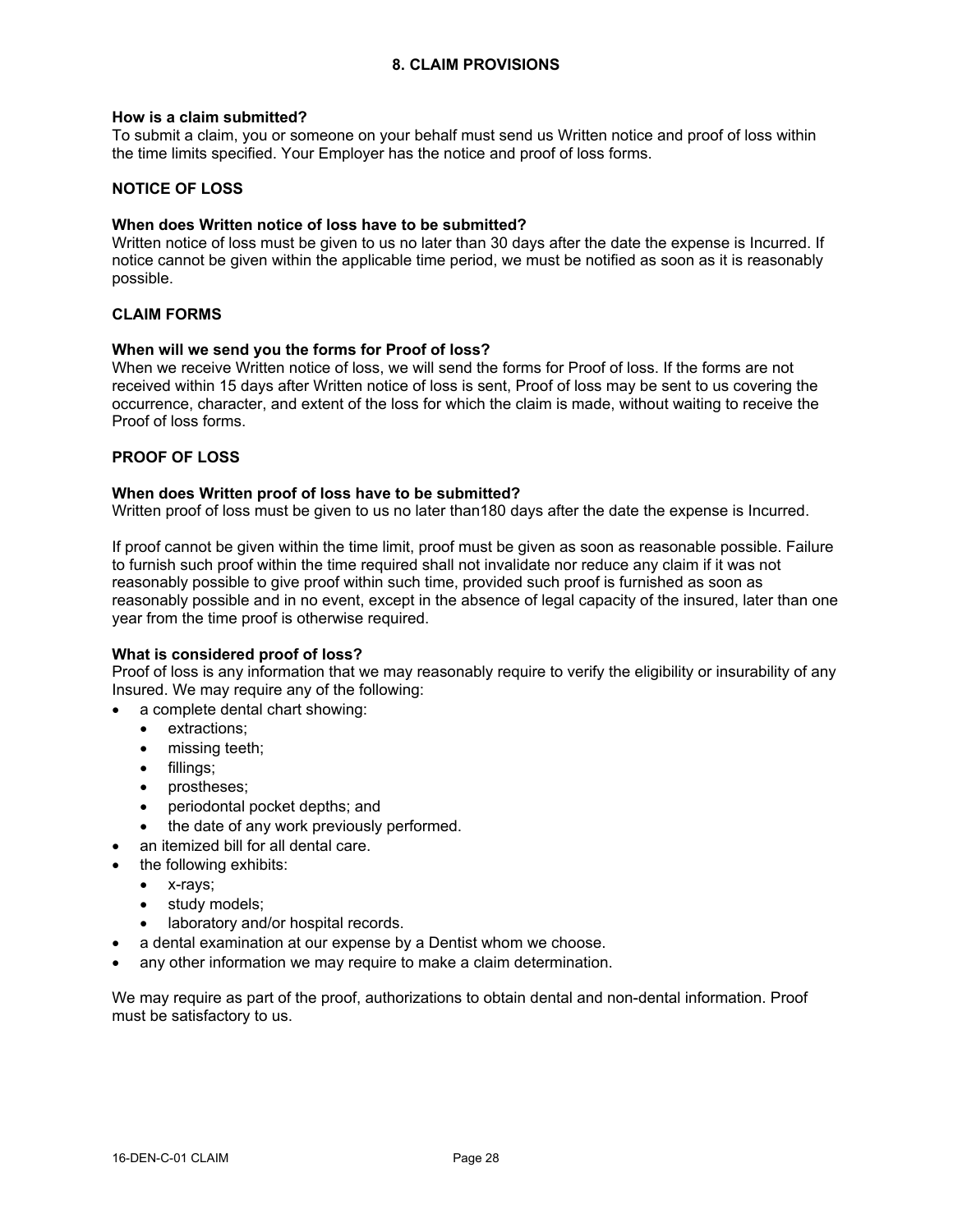## 8. CLAIM PROVISIONS

**How is a claim submitted?**
To submit a claim, you or someone on your behalf must send us Written notice and proof of loss within the time limits specified. Your Employer has the notice and proof of loss forms.

### NOTICE OF LOSS

**When does Written notice of loss have to be submitted?**
Written notice of loss must be given to us no later than 30 days after the date the expense is Incurred. If notice cannot be given within the applicable time period, we must be notified as soon as it is reasonably possible.

### CLAIM FORMS

**When will we send you the forms for Proof of loss?**
When we receive Written notice of loss, we will send the forms for Proof of loss. If the forms are not received within 15 days after Written notice of loss is sent, Proof of loss may be sent to us covering the occurrence, character, and extent of the loss for which the claim is made, without waiting to receive the Proof of loss forms.

### PROOF OF LOSS

**When does Written proof of loss have to be submitted?**
Written proof of loss must be given to us no later than180 days after the date the expense is Incurred.

If proof cannot be given within the time limit, proof must be given as soon as reasonable possible. Failure to furnish such proof within the time required shall not invalidate nor reduce any claim if it was not reasonably possible to give proof within such time, provided such proof is furnished as soon as reasonably possible and in no event, except in the absence of legal capacity of the insured, later than one year from the time proof is otherwise required.

**What is considered proof of loss?**
Proof of loss is any information that we may reasonably require to verify the eligibility or insurability of any Insured. We may require any of the following:

- a complete dental chart showing:
  - extractions;
  - missing teeth;
  - fillings;
  - prostheses;
  - periodontal pocket depths; and
  - the date of any work previously performed.
- an itemized bill for all dental care.
- the following exhibits:
  - x-rays;
  - study models;
  - laboratory and/or hospital records.
- a dental examination at our expense by a Dentist whom we choose.
- any other information we may require to make a claim determination.

We may require as part of the proof, authorizations to obtain dental and non-dental information. Proof must be satisfactory to us.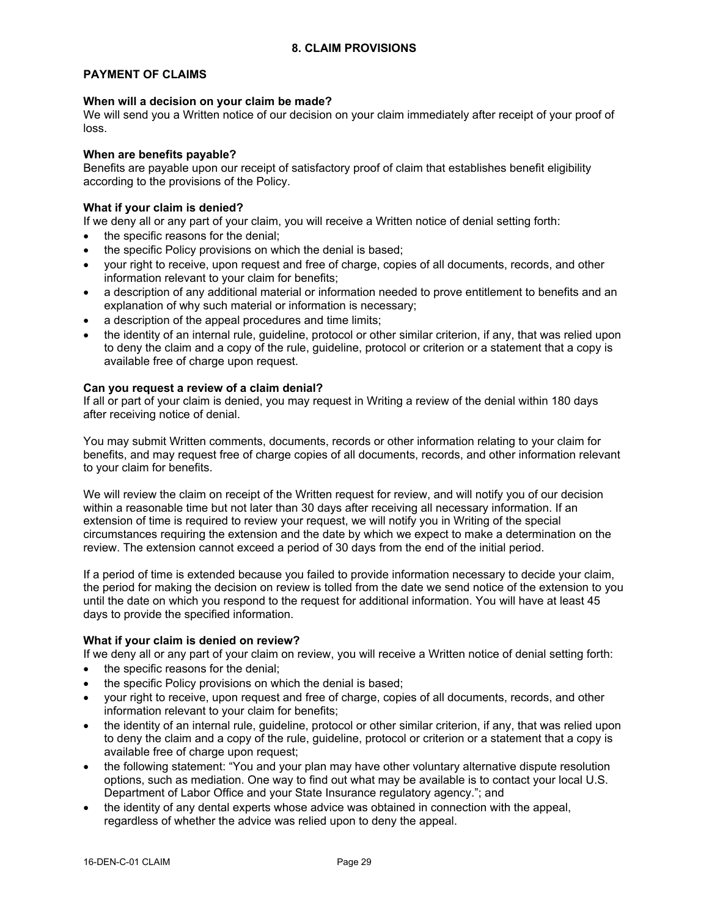# 8. CLAIM PROVISIONS

## PAYMENT OF CLAIMS

### When will a decision on your claim be made?

We will send you a Written notice of our decision on your claim immediately after receipt of your proof of loss.

### When are benefits payable?

Benefits are payable upon our receipt of satisfactory proof of claim that establishes benefit eligibility according to the provisions of the Policy.

### What if your claim is denied?

If we deny all or any part of your claim, you will receive a Written notice of denial setting forth:

- the specific reasons for the denial;
- the specific Policy provisions on which the denial is based;
- your right to receive, upon request and free of charge, copies of all documents, records, and other information relevant to your claim for benefits;
- a description of any additional material or information needed to prove entitlement to benefits and an explanation of why such material or information is necessary;
- a description of the appeal procedures and time limits;
- the identity of an internal rule, guideline, protocol or other similar criterion, if any, that was relied upon to deny the claim and a copy of the rule, guideline, protocol or criterion or a statement that a copy is available free of charge upon request.

### Can you request a review of a claim denial?

If all or part of your claim is denied, you may request in Writing a review of the denial within 180 days after receiving notice of denial.

You may submit Written comments, documents, records or other information relating to your claim for benefits, and may request free of charge copies of all documents, records, and other information relevant to your claim for benefits.

We will review the claim on receipt of the Written request for review, and will notify you of our decision within a reasonable time but not later than 30 days after receiving all necessary information. If an extension of time is required to review your request, we will notify you in Writing of the special circumstances requiring the extension and the date by which we expect to make a determination on the review. The extension cannot exceed a period of 30 days from the end of the initial period.

If a period of time is extended because you failed to provide information necessary to decide your claim, the period for making the decision on review is tolled from the date we send notice of the extension to you until the date on which you respond to the request for additional information. You will have at least 45 days to provide the specified information.

### What if your claim is denied on review?

If we deny all or any part of your claim on review, you will receive a Written notice of denial setting forth:

- the specific reasons for the denial;
- the specific Policy provisions on which the denial is based;
- your right to receive, upon request and free of charge, copies of all documents, records, and other information relevant to your claim for benefits;
- the identity of an internal rule, guideline, protocol or other similar criterion, if any, that was relied upon to deny the claim and a copy of the rule, guideline, protocol or criterion or a statement that a copy is available free of charge upon request;
- the following statement: "You and your plan may have other voluntary alternative dispute resolution options, such as mediation. One way to find out what may be available is to contact your local U.S. Department of Labor Office and your State Insurance regulatory agency."; and
- the identity of any dental experts whose advice was obtained in connection with the appeal, regardless of whether the advice was relied upon to deny the appeal.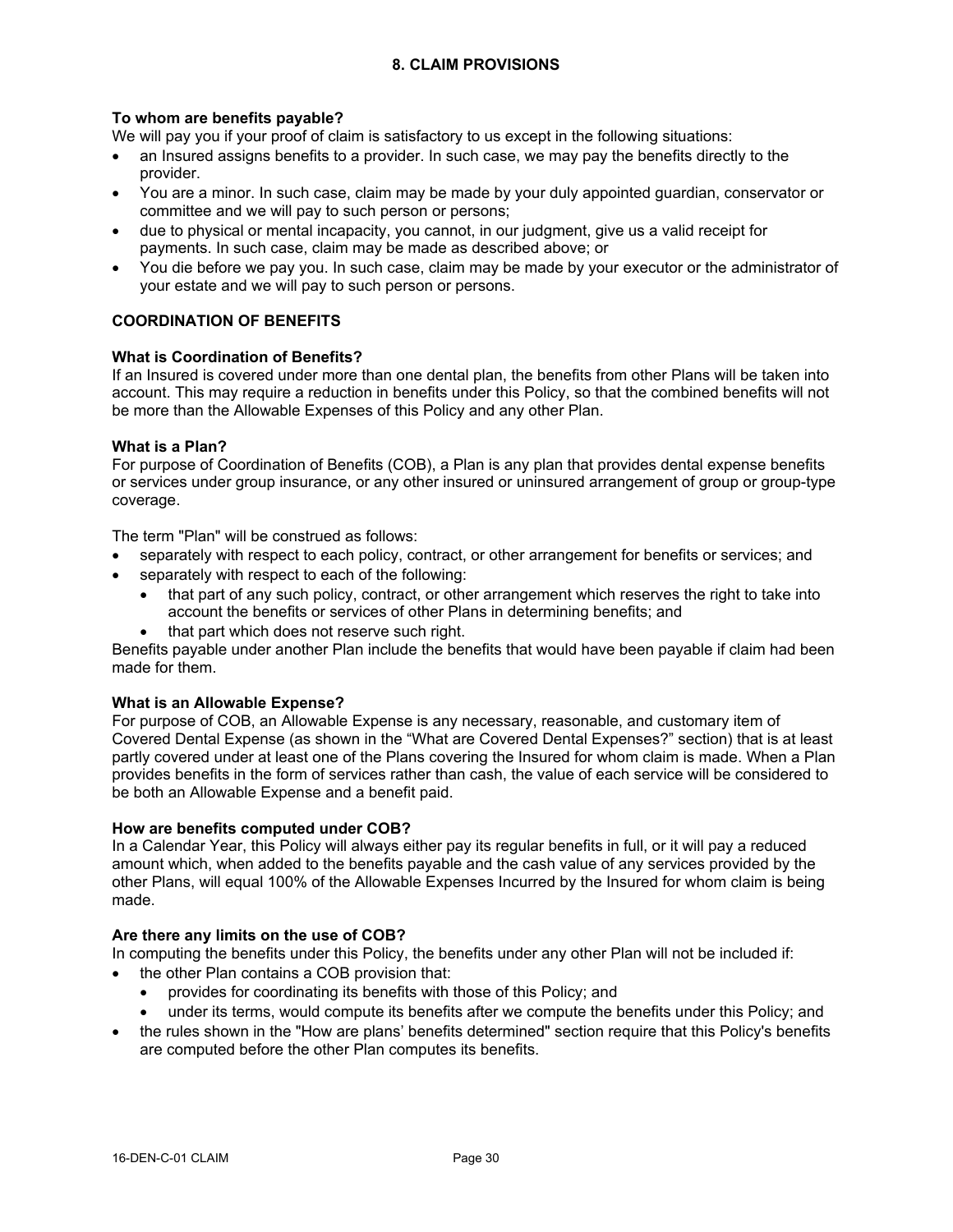## 8. CLAIM PROVISIONS

**To whom are benefits payable?**
We will pay you if your proof of claim is satisfactory to us except in the following situations:

- an Insured assigns benefits to a provider. In such case, we may pay the benefits directly to the provider.
- You are a minor. In such case, claim may be made by your duly appointed guardian, conservator or committee and we will pay to such person or persons;
- due to physical or mental incapacity, you cannot, in our judgment, give us a valid receipt for payments. In such case, claim may be made as described above; or
- You die before we pay you. In such case, claim may be made by your executor or the administrator of your estate and we will pay to such person or persons.

### COORDINATION OF BENEFITS

**What is Coordination of Benefits?**
If an Insured is covered under more than one dental plan, the benefits from other Plans will be taken into account. This may require a reduction in benefits under this Policy, so that the combined benefits will not be more than the Allowable Expenses of this Policy and any other Plan.

**What is a Plan?**
For purpose of Coordination of Benefits (COB), a Plan is any plan that provides dental expense benefits or services under group insurance, or any other insured or uninsured arrangement of group or group-type coverage.

The term "Plan" will be construed as follows:

- separately with respect to each policy, contract, or other arrangement for benefits or services; and
- separately with respect to each of the following:
  - that part of any such policy, contract, or other arrangement which reserves the right to take into account the benefits or services of other Plans in determining benefits; and
  - that part which does not reserve such right.

Benefits payable under another Plan include the benefits that would have been payable if claim had been made for them.

**What is an Allowable Expense?**
For purpose of COB, an Allowable Expense is any necessary, reasonable, and customary item of Covered Dental Expense (as shown in the "What are Covered Dental Expenses?" section) that is at least partly covered under at least one of the Plans covering the Insured for whom claim is made. When a Plan provides benefits in the form of services rather than cash, the value of each service will be considered to be both an Allowable Expense and a benefit paid.

**How are benefits computed under COB?**
In a Calendar Year, this Policy will always either pay its regular benefits in full, or it will pay a reduced amount which, when added to the benefits payable and the cash value of any services provided by the other Plans, will equal 100% of the Allowable Expenses Incurred by the Insured for whom claim is being made.

**Are there any limits on the use of COB?**
In computing the benefits under this Policy, the benefits under any other Plan will not be included if:

- the other Plan contains a COB provision that:
  - provides for coordinating its benefits with those of this Policy; and
  - under its terms, would compute its benefits after we compute the benefits under this Policy; and
- the rules shown in the "How are plans' benefits determined" section require that this Policy's benefits are computed before the other Plan computes its benefits.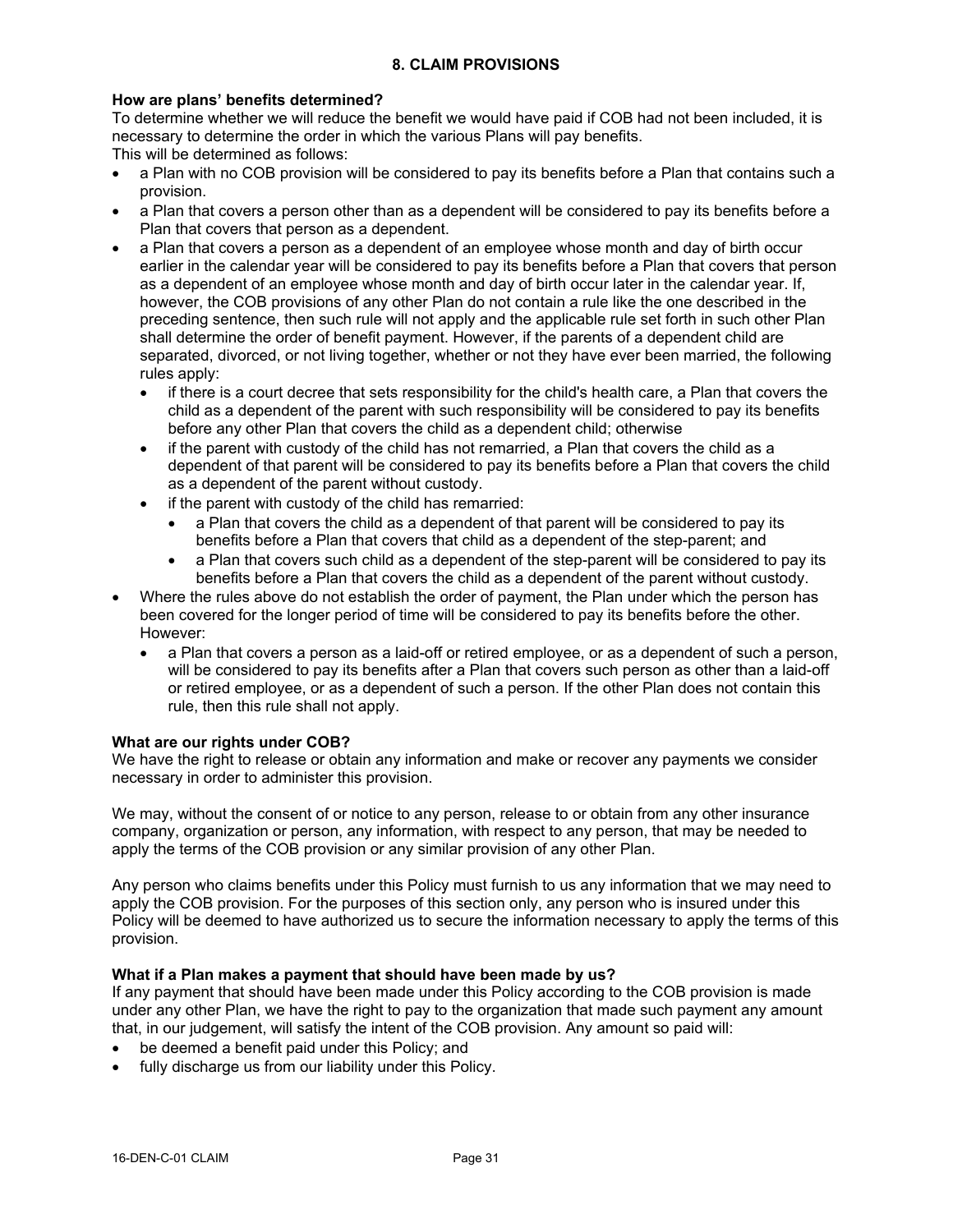## 8. CLAIM PROVISIONS

**How are plans' benefits determined?**

To determine whether we will reduce the benefit we would have paid if COB had not been included, it is necessary to determine the order in which the various Plans will pay benefits.
This will be determined as follows:

- a Plan with no COB provision will be considered to pay its benefits before a Plan that contains such a provision.
- a Plan that covers a person other than as a dependent will be considered to pay its benefits before a Plan that covers that person as a dependent.
- a Plan that covers a person as a dependent of an employee whose month and day of birth occur earlier in the calendar year will be considered to pay its benefits before a Plan that covers that person as a dependent of an employee whose month and day of birth occur later in the calendar year. If, however, the COB provisions of any other Plan do not contain a rule like the one described in the preceding sentence, then such rule will not apply and the applicable rule set forth in such other Plan shall determine the order of benefit payment. However, if the parents of a dependent child are separated, divorced, or not living together, whether or not they have ever been married, the following rules apply:
  - if there is a court decree that sets responsibility for the child's health care, a Plan that covers the child as a dependent of the parent with such responsibility will be considered to pay its benefits before any other Plan that covers the child as a dependent child; otherwise
  - if the parent with custody of the child has not remarried, a Plan that covers the child as a dependent of that parent will be considered to pay its benefits before a Plan that covers the child as a dependent of the parent without custody.
  - if the parent with custody of the child has remarried:
    - a Plan that covers the child as a dependent of that parent will be considered to pay its benefits before a Plan that covers that child as a dependent of the step-parent; and
    - a Plan that covers such child as a dependent of the step-parent will be considered to pay its benefits before a Plan that covers the child as a dependent of the parent without custody.
- Where the rules above do not establish the order of payment, the Plan under which the person has been covered for the longer period of time will be considered to pay its benefits before the other. However:
  - a Plan that covers a person as a laid-off or retired employee, or as a dependent of such a person, will be considered to pay its benefits after a Plan that covers such person as other than a laid-off or retired employee, or as a dependent of such a person. If the other Plan does not contain this rule, then this rule shall not apply.

**What are our rights under COB?**

We have the right to release or obtain any information and make or recover any payments we consider necessary in order to administer this provision.

We may, without the consent of or notice to any person, release to or obtain from any other insurance company, organization or person, any information, with respect to any person, that may be needed to apply the terms of the COB provision or any similar provision of any other Plan.

Any person who claims benefits under this Policy must furnish to us any information that we may need to apply the COB provision. For the purposes of this section only, any person who is insured under this Policy will be deemed to have authorized us to secure the information necessary to apply the terms of this provision.

**What if a Plan makes a payment that should have been made by us?**

If any payment that should have been made under this Policy according to the COB provision is made under any other Plan, we have the right to pay to the organization that made such payment any amount that, in our judgement, will satisfy the intent of the COB provision. Any amount so paid will:

- be deemed a benefit paid under this Policy; and
- fully discharge us from our liability under this Policy.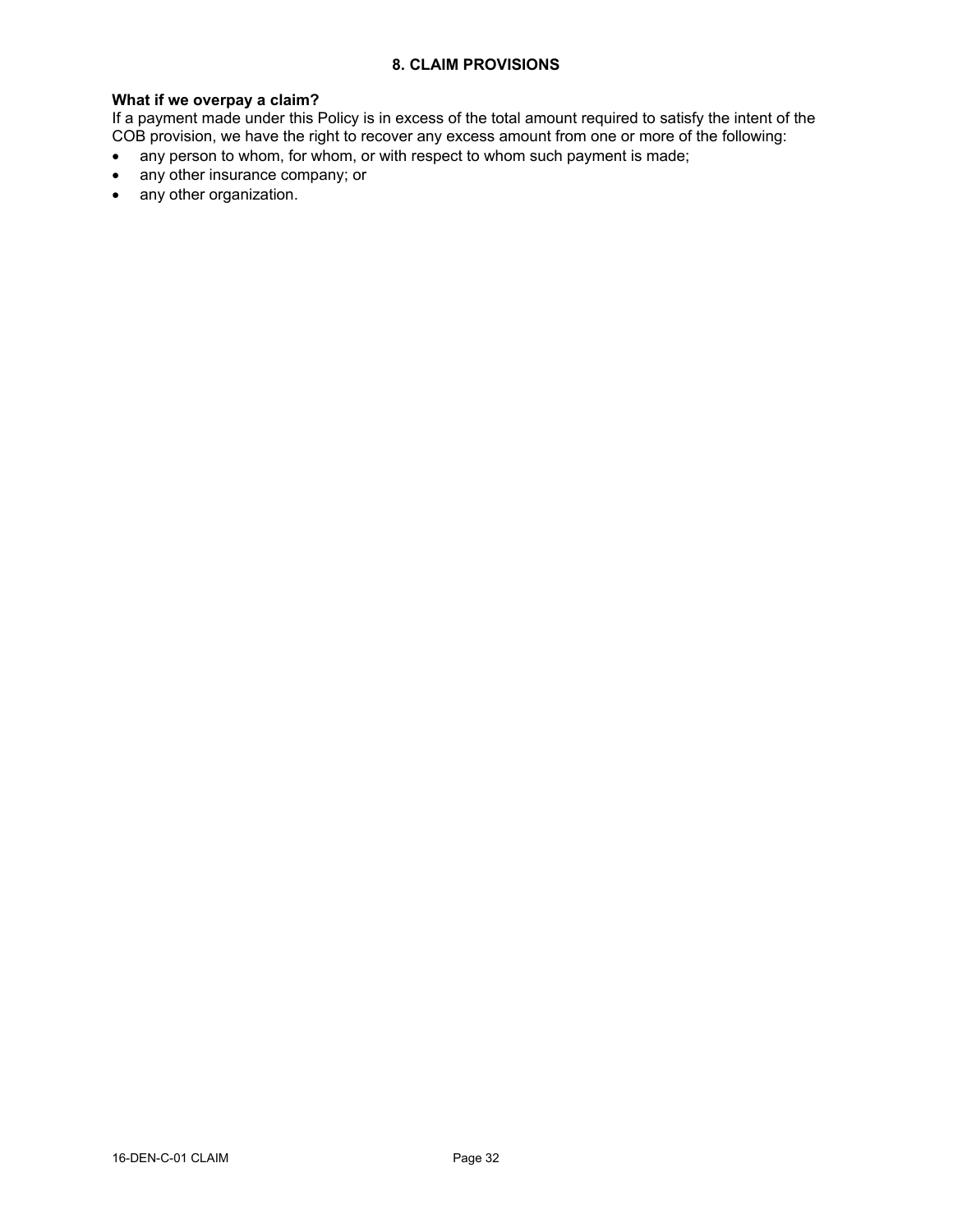## 8. CLAIM PROVISIONS

**What if we overpay a claim?**

If a payment made under this Policy is in excess of the total amount required to satisfy the intent of the COB provision, we have the right to recover any excess amount from one or more of the following:

- any person to whom, for whom, or with respect to whom such payment is made;
- any other insurance company; or
- any other organization.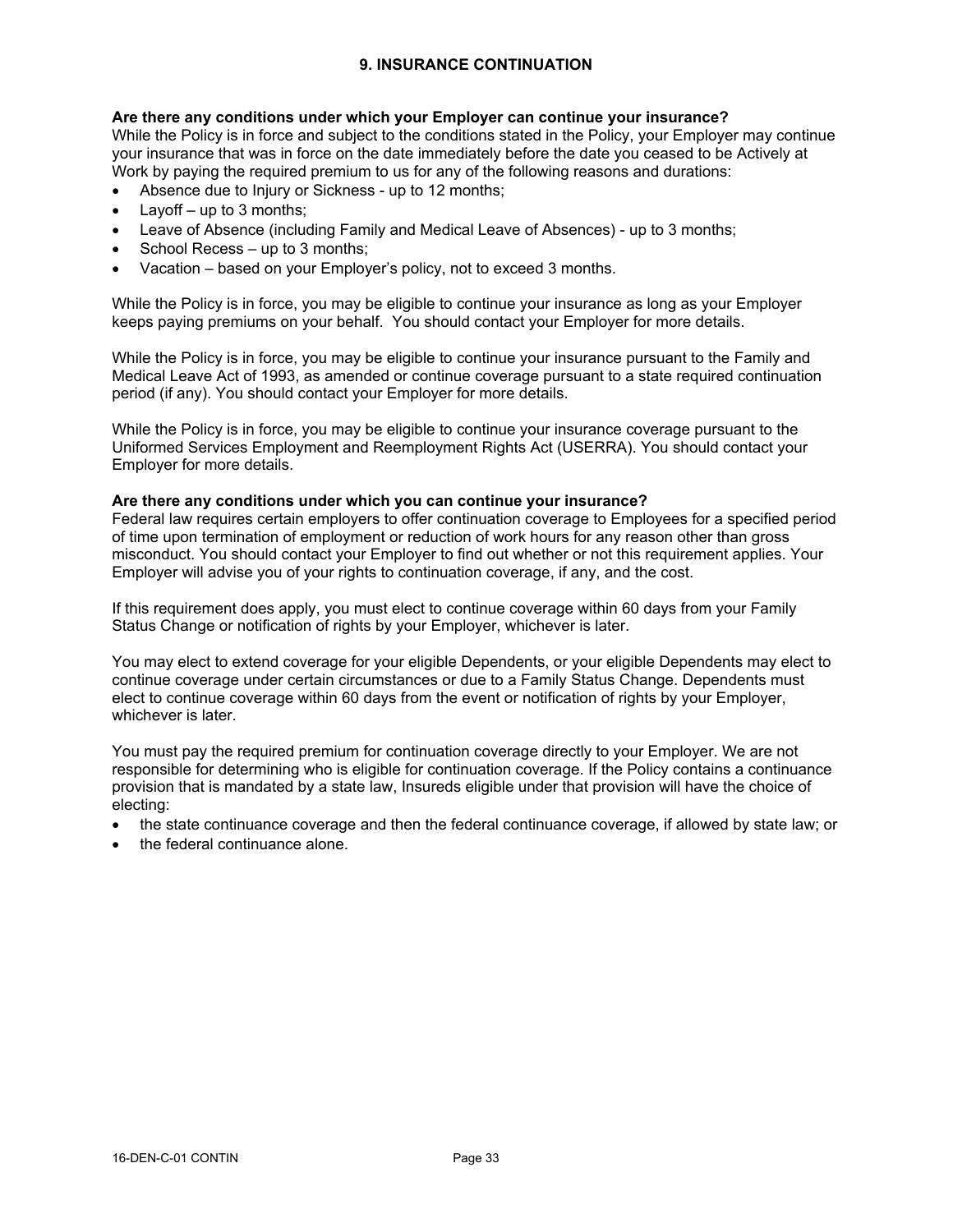## 9. INSURANCE CONTINUATION

**Are there any conditions under which your Employer can continue your insurance?**
While the Policy is in force and subject to the conditions stated in the Policy, your Employer may continue your insurance that was in force on the date immediately before the date you ceased to be Actively at Work by paying the required premium to us for any of the following reasons and durations:

- Absence due to Injury or Sickness - up to 12 months;
- Layoff – up to 3 months;
- Leave of Absence (including Family and Medical Leave of Absences) - up to 3 months;
- School Recess – up to 3 months;
- Vacation – based on your Employer's policy, not to exceed 3 months.

While the Policy is in force, you may be eligible to continue your insurance as long as your Employer keeps paying premiums on your behalf. You should contact your Employer for more details.

While the Policy is in force, you may be eligible to continue your insurance pursuant to the Family and Medical Leave Act of 1993, as amended or continue coverage pursuant to a state required continuation period (if any). You should contact your Employer for more details.

While the Policy is in force, you may be eligible to continue your insurance coverage pursuant to the Uniformed Services Employment and Reemployment Rights Act (USERRA). You should contact your Employer for more details.

**Are there any conditions under which you can continue your insurance?**
Federal law requires certain employers to offer continuation coverage to Employees for a specified period of time upon termination of employment or reduction of work hours for any reason other than gross misconduct. You should contact your Employer to find out whether or not this requirement applies. Your Employer will advise you of your rights to continuation coverage, if any, and the cost.

If this requirement does apply, you must elect to continue coverage within 60 days from your Family Status Change or notification of rights by your Employer, whichever is later.

You may elect to extend coverage for your eligible Dependents, or your eligible Dependents may elect to continue coverage under certain circumstances or due to a Family Status Change. Dependents must elect to continue coverage within 60 days from the event or notification of rights by your Employer, whichever is later.

You must pay the required premium for continuation coverage directly to your Employer. We are not responsible for determining who is eligible for continuation coverage. If the Policy contains a continuance provision that is mandated by a state law, Insureds eligible under that provision will have the choice of electing:

- the state continuance coverage and then the federal continuance coverage, if allowed by state law; or
- the federal continuance alone.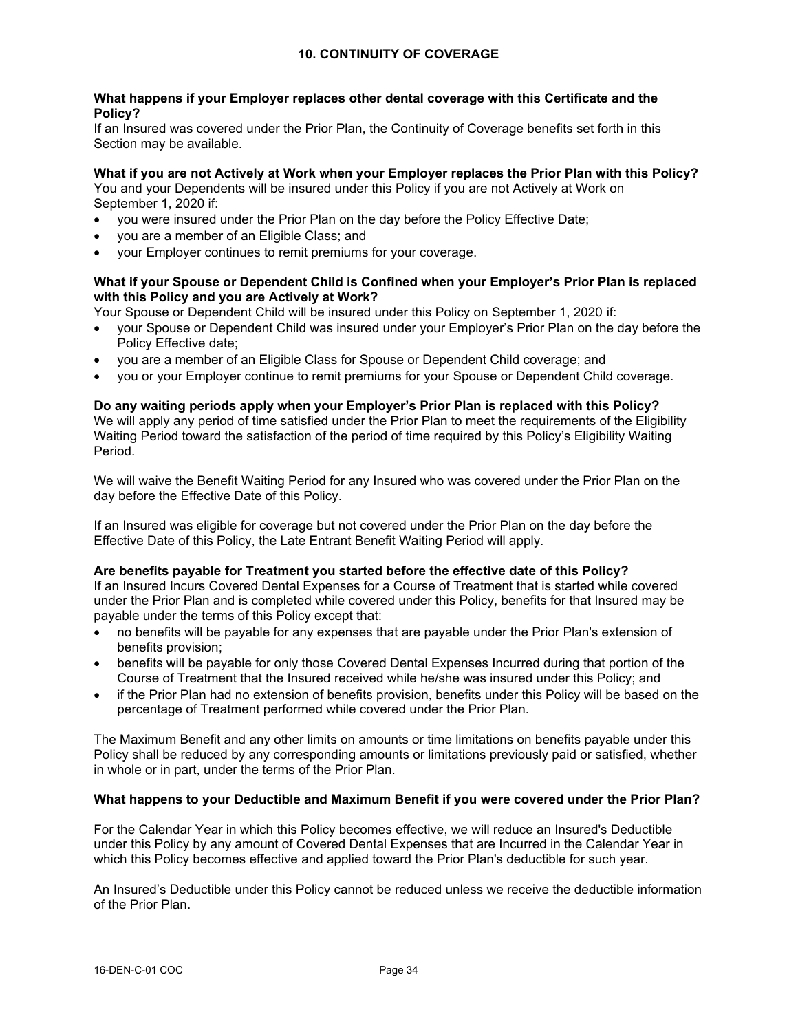## 10. CONTINUITY OF COVERAGE

**What happens if your Employer replaces other dental coverage with this Certificate and the Policy?**
If an Insured was covered under the Prior Plan, the Continuity of Coverage benefits set forth in this Section may be available.

**What if you are not Actively at Work when your Employer replaces the Prior Plan with this Policy?**
You and your Dependents will be insured under this Policy if you are not Actively at Work on September 1, 2020 if:

- you were insured under the Prior Plan on the day before the Policy Effective Date;
- you are a member of an Eligible Class; and
- your Employer continues to remit premiums for your coverage.

**What if your Spouse or Dependent Child is Confined when your Employer's Prior Plan is replaced with this Policy and you are Actively at Work?**
Your Spouse or Dependent Child will be insured under this Policy on September 1, 2020 if:

- your Spouse or Dependent Child was insured under your Employer's Prior Plan on the day before the Policy Effective date;
- you are a member of an Eligible Class for Spouse or Dependent Child coverage; and
- you or your Employer continue to remit premiums for your Spouse or Dependent Child coverage.

**Do any waiting periods apply when your Employer's Prior Plan is replaced with this Policy?**
We will apply any period of time satisfied under the Prior Plan to meet the requirements of the Eligibility Waiting Period toward the satisfaction of the period of time required by this Policy's Eligibility Waiting Period.

We will waive the Benefit Waiting Period for any Insured who was covered under the Prior Plan on the day before the Effective Date of this Policy.

If an Insured was eligible for coverage but not covered under the Prior Plan on the day before the Effective Date of this Policy, the Late Entrant Benefit Waiting Period will apply.

**Are benefits payable for Treatment you started before the effective date of this Policy?**
If an Insured Incurs Covered Dental Expenses for a Course of Treatment that is started while covered under the Prior Plan and is completed while covered under this Policy, benefits for that Insured may be payable under the terms of this Policy except that:

- no benefits will be payable for any expenses that are payable under the Prior Plan's extension of benefits provision;
- benefits will be payable for only those Covered Dental Expenses Incurred during that portion of the Course of Treatment that the Insured received while he/she was insured under this Policy; and
- if the Prior Plan had no extension of benefits provision, benefits under this Policy will be based on the percentage of Treatment performed while covered under the Prior Plan.

The Maximum Benefit and any other limits on amounts or time limitations on benefits payable under this Policy shall be reduced by any corresponding amounts or limitations previously paid or satisfied, whether in whole or in part, under the terms of the Prior Plan.

**What happens to your Deductible and Maximum Benefit if you were covered under the Prior Plan?**

For the Calendar Year in which this Policy becomes effective, we will reduce an Insured's Deductible under this Policy by any amount of Covered Dental Expenses that are Incurred in the Calendar Year in which this Policy becomes effective and applied toward the Prior Plan's deductible for such year.

An Insured's Deductible under this Policy cannot be reduced unless we receive the deductible information of the Prior Plan.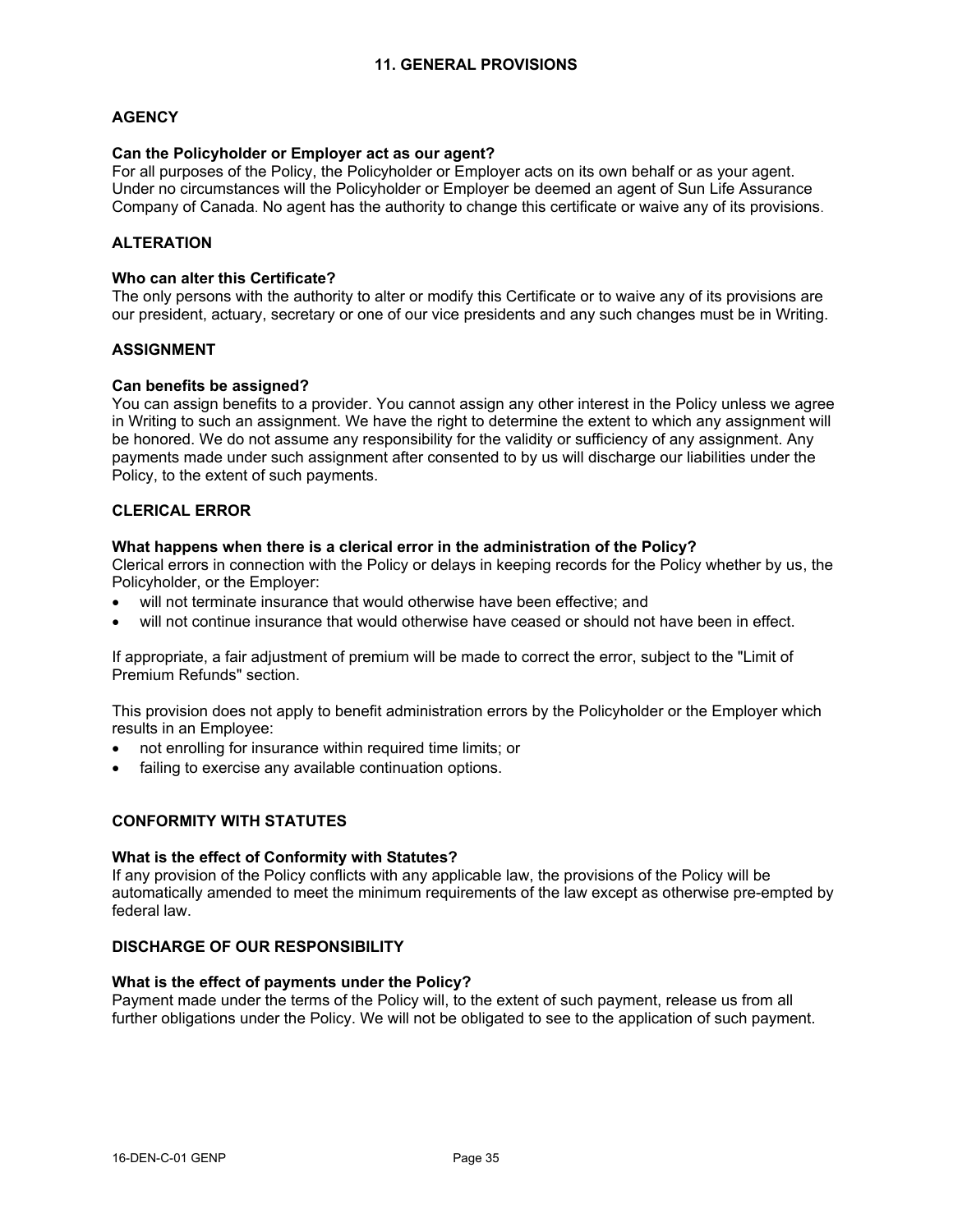## 11. GENERAL PROVISIONS

### AGENCY

**Can the Policyholder or Employer act as our agent?**
For all purposes of the Policy, the Policyholder or Employer acts on its own behalf or as your agent. Under no circumstances will the Policyholder or Employer be deemed an agent of Sun Life Assurance Company of Canada. No agent has the authority to change this certificate or waive any of its provisions.

### ALTERATION

**Who can alter this Certificate?**
The only persons with the authority to alter or modify this Certificate or to waive any of its provisions are our president, actuary, secretary or one of our vice presidents and any such changes must be in Writing.

### ASSIGNMENT

**Can benefits be assigned?**
You can assign benefits to a provider. You cannot assign any other interest in the Policy unless we agree in Writing to such an assignment. We have the right to determine the extent to which any assignment will be honored. We do not assume any responsibility for the validity or sufficiency of any assignment. Any payments made under such assignment after consented to by us will discharge our liabilities under the Policy, to the extent of such payments.

### CLERICAL ERROR

**What happens when there is a clerical error in the administration of the Policy?**
Clerical errors in connection with the Policy or delays in keeping records for the Policy whether by us, the Policyholder, or the Employer:

- will not terminate insurance that would otherwise have been effective; and
- will not continue insurance that would otherwise have ceased or should not have been in effect.

If appropriate, a fair adjustment of premium will be made to correct the error, subject to the "Limit of Premium Refunds" section.

This provision does not apply to benefit administration errors by the Policyholder or the Employer which results in an Employee:

- not enrolling for insurance within required time limits; or
- failing to exercise any available continuation options.

### CONFORMITY WITH STATUTES

**What is the effect of Conformity with Statutes?**
If any provision of the Policy conflicts with any applicable law, the provisions of the Policy will be automatically amended to meet the minimum requirements of the law except as otherwise pre-empted by federal law.

### DISCHARGE OF OUR RESPONSIBILITY

**What is the effect of payments under the Policy?**
Payment made under the terms of the Policy will, to the extent of such payment, release us from all further obligations under the Policy. We will not be obligated to see to the application of such payment.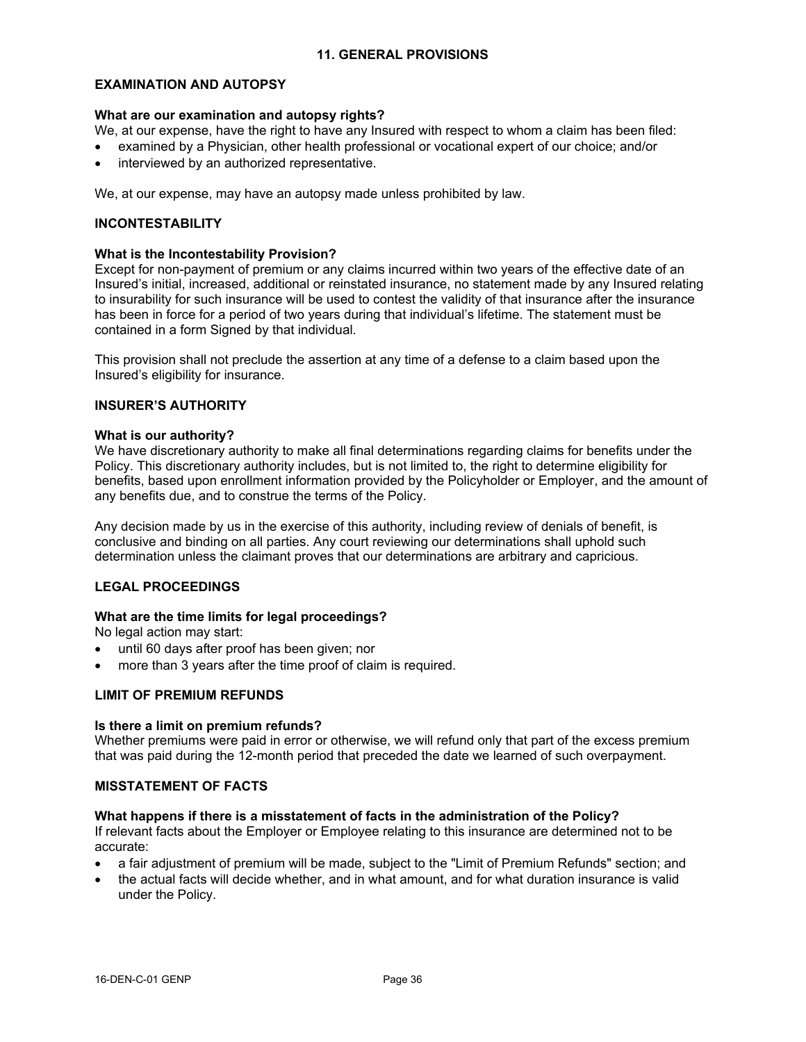## 11. GENERAL PROVISIONS

### EXAMINATION AND AUTOPSY

**What are our examination and autopsy rights?**

We, at our expense, have the right to have any Insured with respect to whom a claim has been filed:

- examined by a Physician, other health professional or vocational expert of our choice; and/or
- interviewed by an authorized representative.

We, at our expense, may have an autopsy made unless prohibited by law.

### INCONTESTABILITY

**What is the Incontestability Provision?**

Except for non-payment of premium or any claims incurred within two years of the effective date of an Insured's initial, increased, additional or reinstated insurance, no statement made by any Insured relating to insurability for such insurance will be used to contest the validity of that insurance after the insurance has been in force for a period of two years during that individual's lifetime. The statement must be contained in a form Signed by that individual.

This provision shall not preclude the assertion at any time of a defense to a claim based upon the Insured's eligibility for insurance.

### INSURER'S AUTHORITY

**What is our authority?**

We have discretionary authority to make all final determinations regarding claims for benefits under the Policy. This discretionary authority includes, but is not limited to, the right to determine eligibility for benefits, based upon enrollment information provided by the Policyholder or Employer, and the amount of any benefits due, and to construe the terms of the Policy.

Any decision made by us in the exercise of this authority, including review of denials of benefit, is conclusive and binding on all parties. Any court reviewing our determinations shall uphold such determination unless the claimant proves that our determinations are arbitrary and capricious.

### LEGAL PROCEEDINGS

**What are the time limits for legal proceedings?**

No legal action may start:

- until 60 days after proof has been given; nor
- more than 3 years after the time proof of claim is required.

### LIMIT OF PREMIUM REFUNDS

**Is there a limit on premium refunds?**

Whether premiums were paid in error or otherwise, we will refund only that part of the excess premium that was paid during the 12-month period that preceded the date we learned of such overpayment.

### MISSTATEMENT OF FACTS

**What happens if there is a misstatement of facts in the administration of the Policy?**

If relevant facts about the Employer or Employee relating to this insurance are determined not to be accurate:

- a fair adjustment of premium will be made, subject to the "Limit of Premium Refunds" section; and
- the actual facts will decide whether, and in what amount, and for what duration insurance is valid under the Policy.

16-DEN-C-01 GENP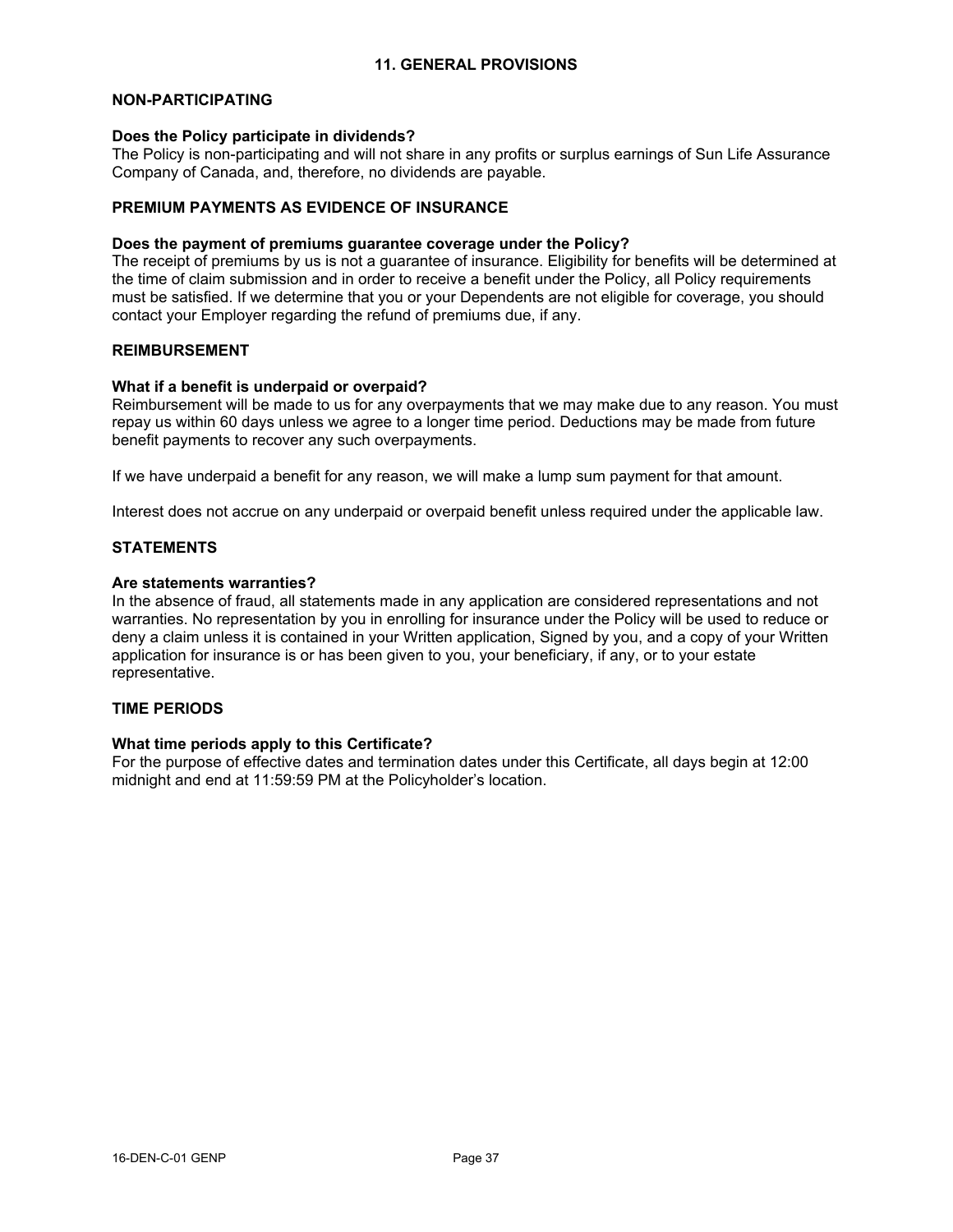## 11. GENERAL PROVISIONS

### NON-PARTICIPATING

**Does the Policy participate in dividends?**
The Policy is non-participating and will not share in any profits or surplus earnings of Sun Life Assurance Company of Canada, and, therefore, no dividends are payable.

### PREMIUM PAYMENTS AS EVIDENCE OF INSURANCE

**Does the payment of premiums guarantee coverage under the Policy?**
The receipt of premiums by us is not a guarantee of insurance. Eligibility for benefits will be determined at the time of claim submission and in order to receive a benefit under the Policy, all Policy requirements must be satisfied. If we determine that you or your Dependents are not eligible for coverage, you should contact your Employer regarding the refund of premiums due, if any.

### REIMBURSEMENT

**What if a benefit is underpaid or overpaid?**
Reimbursement will be made to us for any overpayments that we may make due to any reason. You must repay us within 60 days unless we agree to a longer time period. Deductions may be made from future benefit payments to recover any such overpayments.

If we have underpaid a benefit for any reason, we will make a lump sum payment for that amount.

Interest does not accrue on any underpaid or overpaid benefit unless required under the applicable law.

### STATEMENTS

**Are statements warranties?**
In the absence of fraud, all statements made in any application are considered representations and not warranties. No representation by you in enrolling for insurance under the Policy will be used to reduce or deny a claim unless it is contained in your Written application, Signed by you, and a copy of your Written application for insurance is or has been given to you, your beneficiary, if any, or to your estate representative.

### TIME PERIODS

**What time periods apply to this Certificate?**
For the purpose of effective dates and termination dates under this Certificate, all days begin at 12:00 midnight and end at 11:59:59 PM at the Policyholder's location.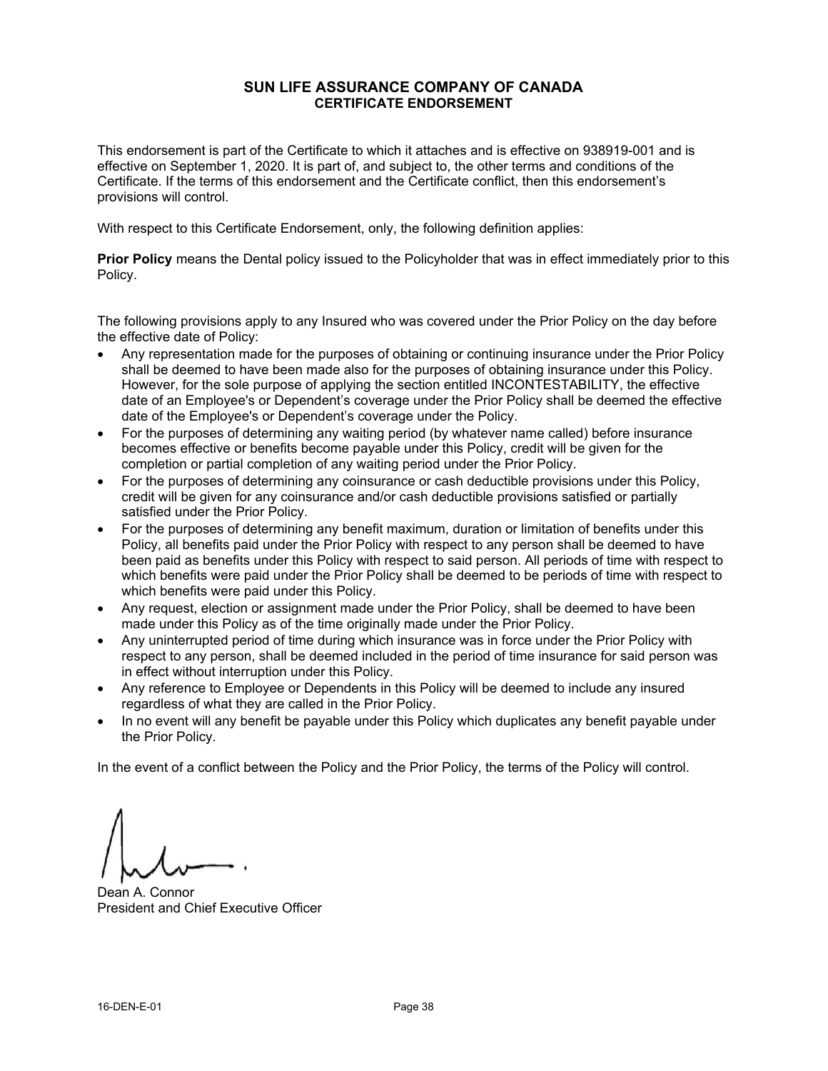# SUN LIFE ASSURANCE COMPANY OF CANADA
## CERTIFICATE ENDORSEMENT

This endorsement is part of the Certificate to which it attaches and is effective on 938919-001 and is effective on September 1, 2020. It is part of, and subject to, the other terms and conditions of the Certificate. If the terms of this endorsement and the Certificate conflict, then this endorsement's provisions will control.

With respect to this Certificate Endorsement, only, the following definition applies:

**Prior Policy** means the Dental policy issued to the Policyholder that was in effect immediately prior to this Policy.

The following provisions apply to any Insured who was covered under the Prior Policy on the day before the effective date of Policy:

- Any representation made for the purposes of obtaining or continuing insurance under the Prior Policy shall be deemed to have been made also for the purposes of obtaining insurance under this Policy. However, for the sole purpose of applying the section entitled INCONTESTABILITY, the effective date of an Employee's or Dependent's coverage under the Prior Policy shall be deemed the effective date of the Employee's or Dependent's coverage under the Policy.
- For the purposes of determining any waiting period (by whatever name called) before insurance becomes effective or benefits become payable under this Policy, credit will be given for the completion or partial completion of any waiting period under the Prior Policy.
- For the purposes of determining any coinsurance or cash deductible provisions under this Policy, credit will be given for any coinsurance and/or cash deductible provisions satisfied or partially satisfied under the Prior Policy.
- For the purposes of determining any benefit maximum, duration or limitation of benefits under this Policy, all benefits paid under the Prior Policy with respect to any person shall be deemed to have been paid as benefits under this Policy with respect to said person. All periods of time with respect to which benefits were paid under the Prior Policy shall be deemed to be periods of time with respect to which benefits were paid under this Policy.
- Any request, election or assignment made under the Prior Policy, shall be deemed to have been made under this Policy as of the time originally made under the Prior Policy.
- Any uninterrupted period of time during which insurance was in force under the Prior Policy with respect to any person, shall be deemed included in the period of time insurance for said person was in effect without interruption under this Policy.
- Any reference to Employee or Dependents in this Policy will be deemed to include any insured regardless of what they are called in the Prior Policy.
- In no event will any benefit be payable under this Policy which duplicates any benefit payable under the Prior Policy.

In the event of a conflict between the Policy and the Prior Policy, the terms of the Policy will control.

Dean A. Connor
President and Chief Executive Officer

16-DEN-E-01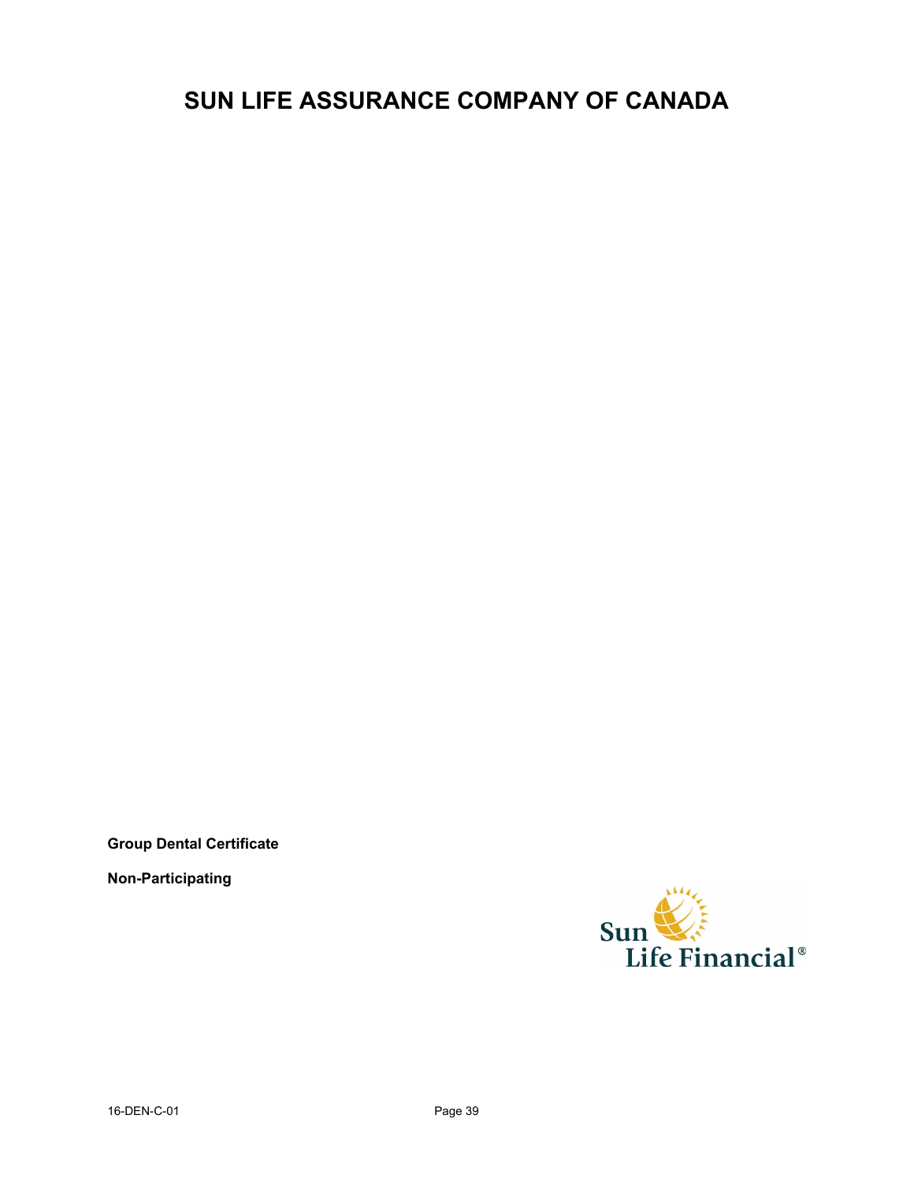# SUN LIFE ASSURANCE COMPANY OF CANADA

**Group Dental Certificate**

**Non-Participating**

Sun Life Financial®

16-DEN-C-01